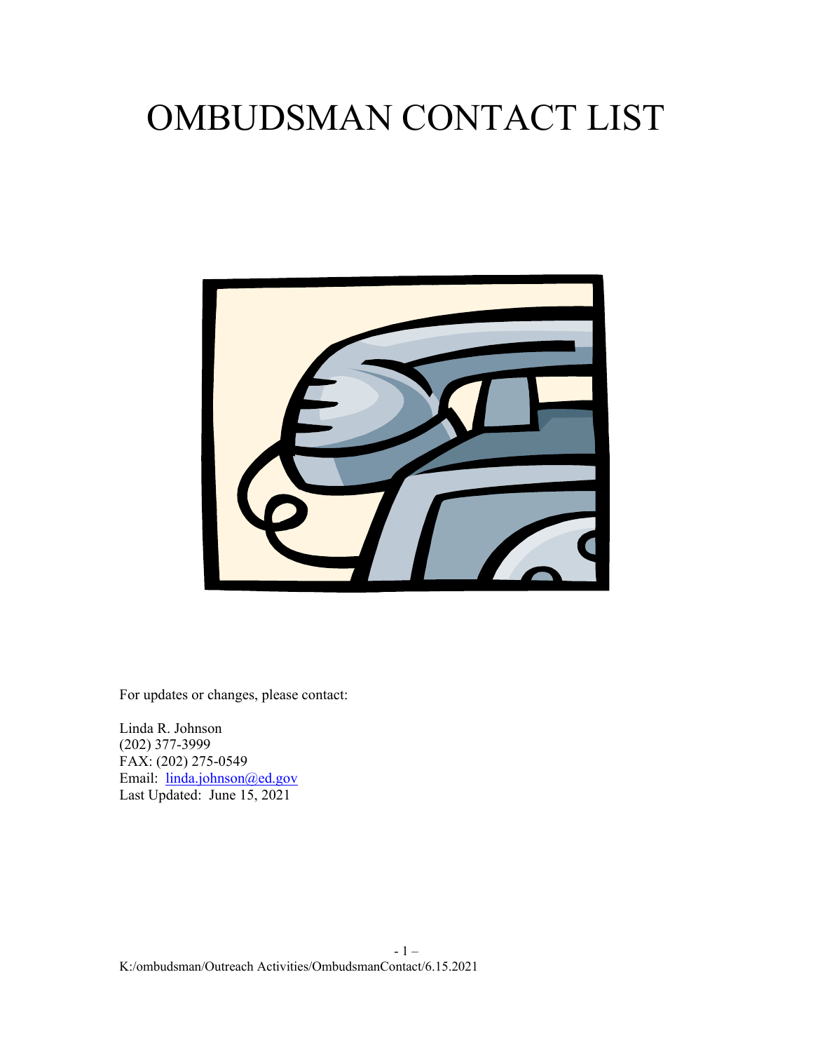# OMBUDSMAN CONTACT LIST

For updates or changes, please contact:

Linda R. Johnson
(202) 377-3999
FAX: (202) 275-0549
Email: linda.johnson@ed.gov
Last Updated: June 15, 2021

K:/ombudsman/Outreach Activities/OmbudsmanContact/6.15.2021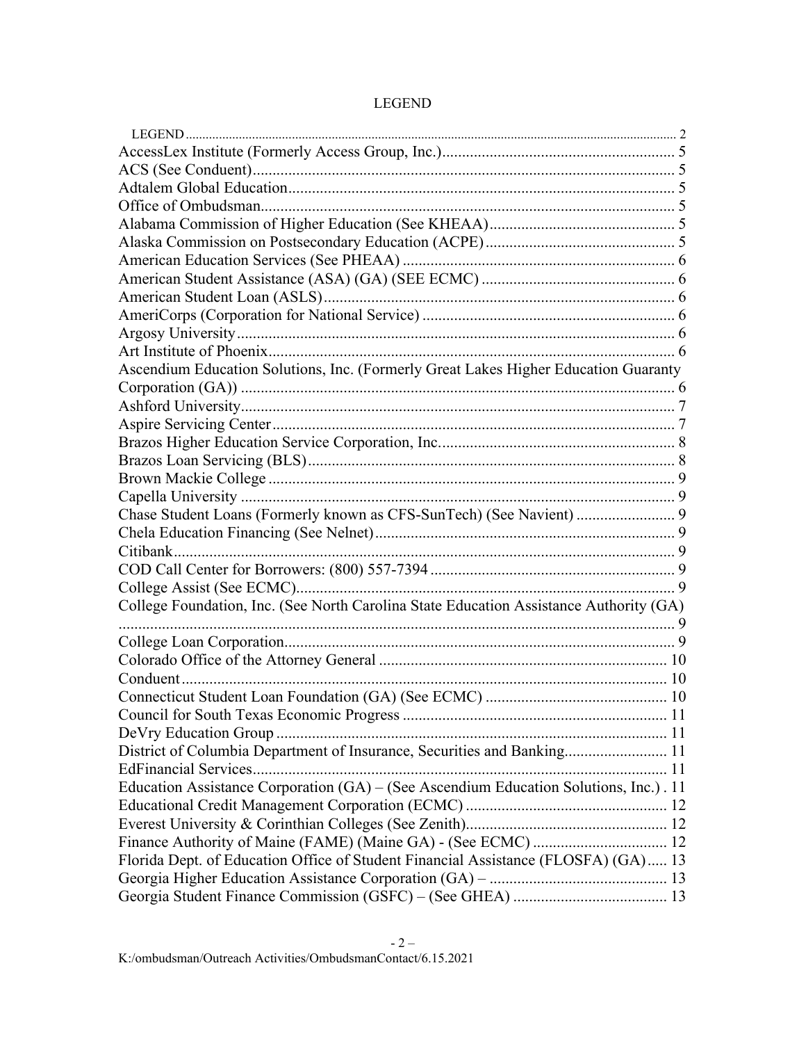# LEGEND

LEGEND ........ 2
AccessLex Institute (Formerly Access Group, Inc.) ........ 5
ACS (See Conduent) ........ 5
Adtalem Global Education ........ 5
Office of Ombudsman ........ 5
Alabama Commission of Higher Education (See KHEAA) ........ 5
Alaska Commission on Postsecondary Education (ACPE) ........ 5
American Education Services (See PHEAA) ........ 6
American Student Assistance (ASA) (GA) (SEE ECMC) ........ 6
American Student Loan (ASLS) ........ 6
AmeriCorps (Corporation for National Service) ........ 6
Argosy University ........ 6
Art Institute of Phoenix ........ 6
Ascendium Education Solutions, Inc. (Formerly Great Lakes Higher Education Guaranty Corporation (GA)) ........ 6
Ashford University ........ 7
Aspire Servicing Center ........ 7
Brazos Higher Education Service Corporation, Inc. ........ 8
Brazos Loan Servicing (BLS) ........ 8
Brown Mackie College ........ 9
Capella University ........ 9
Chase Student Loans (Formerly known as CFS-SunTech) (See Navient) ........ 9
Chela Education Financing (See Nelnet) ........ 9
Citibank ........ 9
COD Call Center for Borrowers: (800) 557-7394 ........ 9
College Assist (See ECMC) ........ 9
College Foundation, Inc. (See North Carolina State Education Assistance Authority (GA) ........ 9
College Loan Corporation ........ 9
Colorado Office of the Attorney General ........ 10
Conduent ........ 10
Connecticut Student Loan Foundation (GA) (See ECMC) ........ 10
Council for South Texas Economic Progress ........ 11
DeVry Education Group ........ 11
District of Columbia Department of Insurance, Securities and Banking ........ 11
EdFinancial Services ........ 11
Education Assistance Corporation (GA) – (See Ascendium Education Solutions, Inc.) . 11
Educational Credit Management Corporation (ECMC) ........ 12
Everest University & Corinthian Colleges (See Zenith) ........ 12
Finance Authority of Maine (FAME) (Maine GA) - (See ECMC) ........ 12
Florida Dept. of Education Office of Student Financial Assistance (FLOSFA) (GA) ........ 13
Georgia Higher Education Assistance Corporation (GA) – ........ 13
Georgia Student Finance Commission (GSFC) – (See GHEA) ........ 13

K:/ombudsman/Outreach Activities/OmbudsmanContact/6.15.2021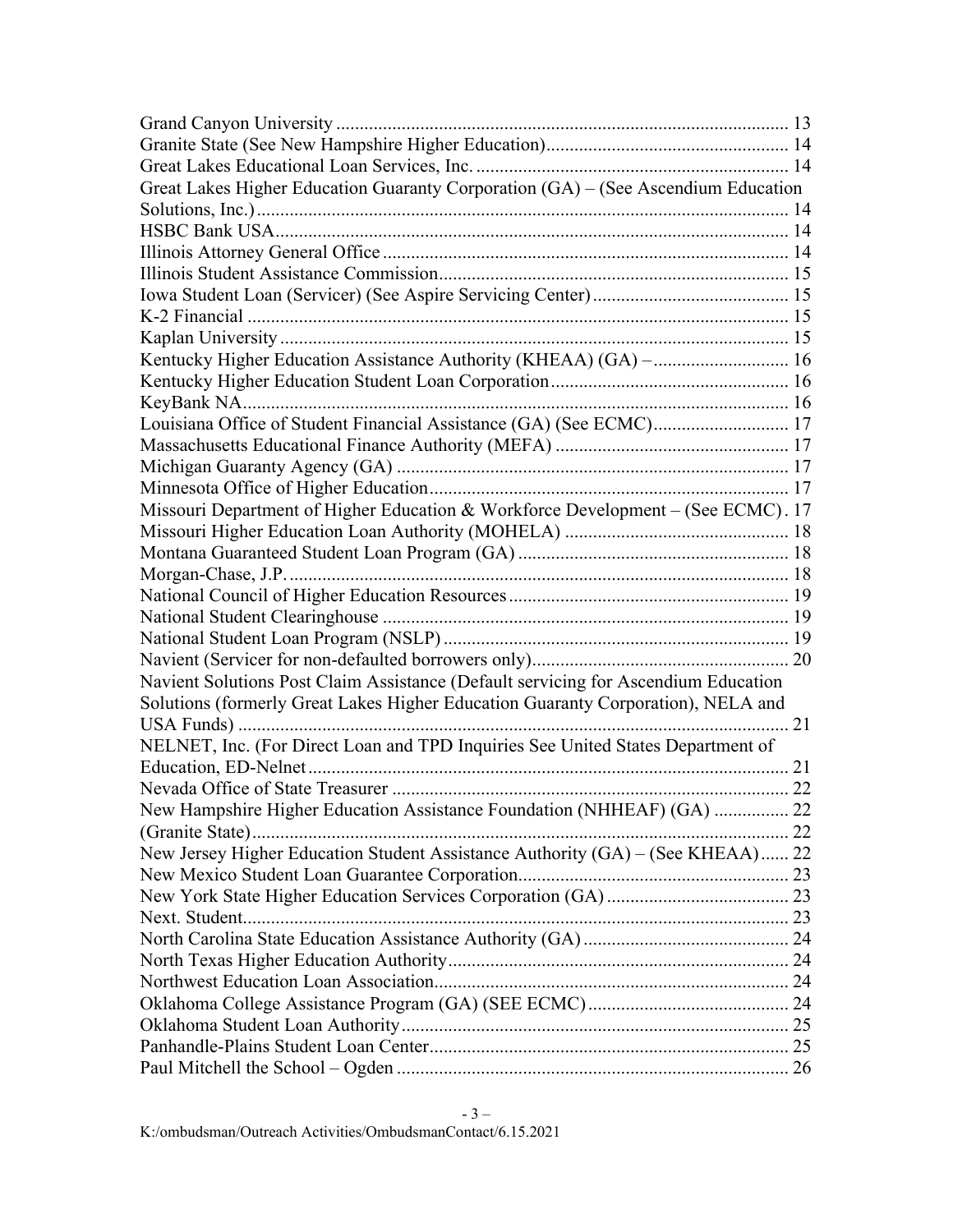Grand Canyon University .......... 13
Granite State (See New Hampshire Higher Education).......... 14
Great Lakes Educational Loan Services, Inc. .......... 14
Great Lakes Higher Education Guaranty Corporation (GA) – (See Ascendium Education Solutions, Inc.).......... 14
HSBC Bank USA.......... 14
Illinois Attorney General Office .......... 14
Illinois Student Assistance Commission.......... 15
Iowa Student Loan (Servicer) (See Aspire Servicing Center) .......... 15
K-2 Financial .......... 15
Kaplan University .......... 15
Kentucky Higher Education Assistance Authority (KHEAA) (GA) – .......... 16
Kentucky Higher Education Student Loan Corporation .......... 16
KeyBank NA.......... 16
Louisiana Office of Student Financial Assistance (GA) (See ECMC).......... 17
Massachusetts Educational Finance Authority (MEFA) .......... 17
Michigan Guaranty Agency (GA) .......... 17
Minnesota Office of Higher Education.......... 17
Missouri Department of Higher Education & Workforce Development – (See ECMC). 17
Missouri Higher Education Loan Authority (MOHELA) .......... 18
Montana Guaranteed Student Loan Program (GA) .......... 18
Morgan-Chase, J.P. .......... 18
National Council of Higher Education Resources .......... 19
National Student Clearinghouse .......... 19
National Student Loan Program (NSLP) .......... 19
Navient (Servicer for non-defaulted borrowers only).......... 20
Navient Solutions Post Claim Assistance (Default servicing for Ascendium Education Solutions (formerly Great Lakes Higher Education Guaranty Corporation), NELA and USA Funds) .......... 21
NELNET, Inc. (For Direct Loan and TPD Inquiries See United States Department of Education, ED-Nelnet .......... 21
Nevada Office of State Treasurer .......... 22
New Hampshire Higher Education Assistance Foundation (NHHEAF) (GA) .......... 22
(Granite State).......... 22
New Jersey Higher Education Student Assistance Authority (GA) – (See KHEAA)...... 22
New Mexico Student Loan Guarantee Corporation.......... 23
New York State Higher Education Services Corporation (GA) .......... 23
Next. Student.......... 23
North Carolina State Education Assistance Authority (GA) .......... 24
North Texas Higher Education Authority.......... 24
Northwest Education Loan Association.......... 24
Oklahoma College Assistance Program (GA) (SEE ECMC) .......... 24
Oklahoma Student Loan Authority.......... 25
Panhandle-Plains Student Loan Center.......... 25
Paul Mitchell the School – Ogden .......... 26

K:/ombudsman/Outreach Activities/OmbudsmanContact/6.15.2021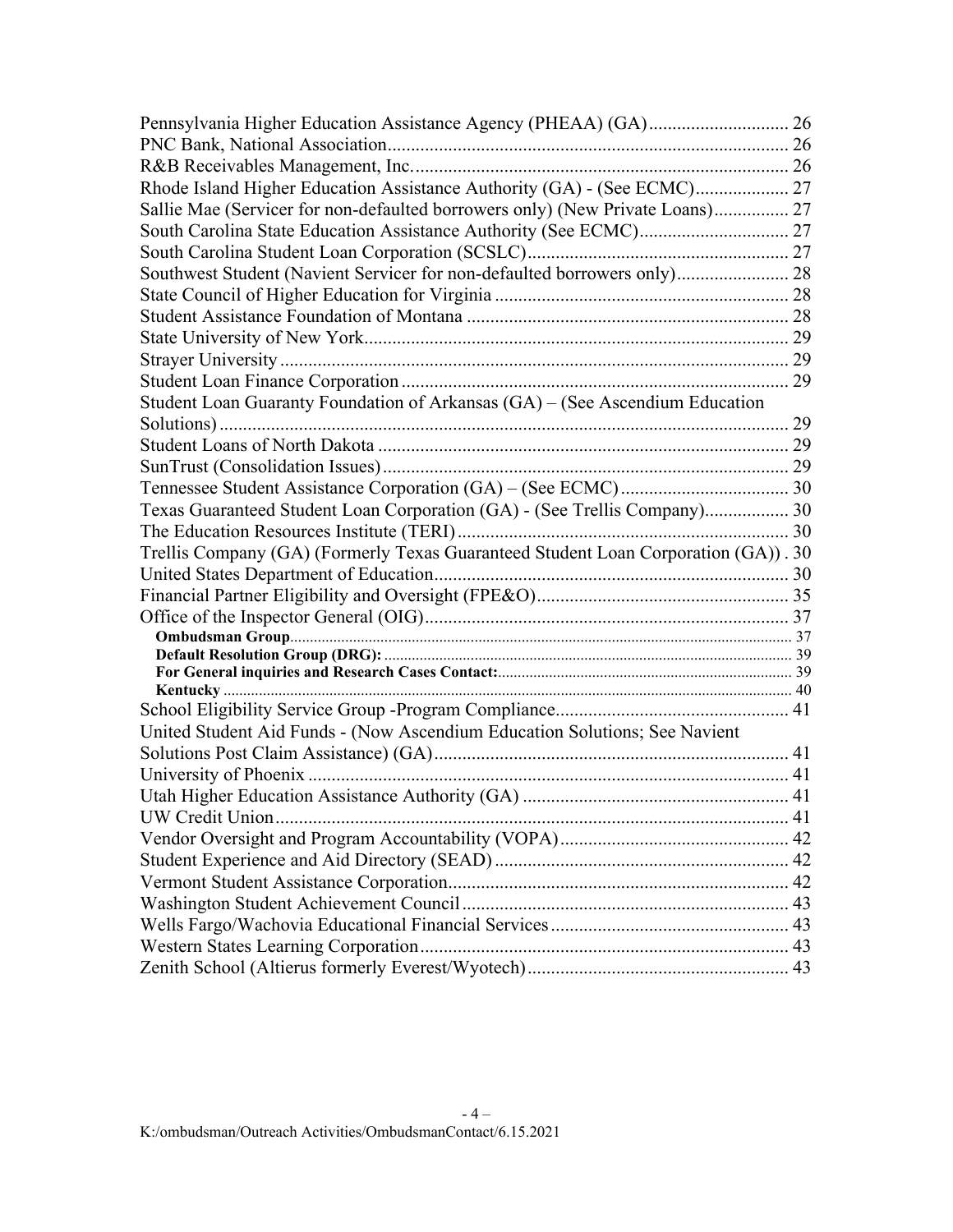Pennsylvania Higher Education Assistance Agency (PHEAA) (GA) ............................ 26
PNC Bank, National Association ..................................................................................... 26
R&B Receivables Management, Inc. ................................................................................ 26
Rhode Island Higher Education Assistance Authority (GA) - (See ECMC) .................... 27
Sallie Mae (Servicer for non-defaulted borrowers only) (New Private Loans) ................ 27
South Carolina State Education Assistance Authority (See ECMC) ................................ 27
South Carolina Student Loan Corporation (SCSLC) ........................................................ 27
Southwest Student (Navient Servicer for non-defaulted borrowers only) ........................ 28
State Council of Higher Education for Virginia ............................................................... 28
Student Assistance Foundation of Montana ..................................................................... 28
State University of New York ........................................................................................... 29
Strayer University ............................................................................................................. 29
Student Loan Finance Corporation ................................................................................... 29
Student Loan Guaranty Foundation of Arkansas (GA) – (See Ascendium Education Solutions) ........................................................................................................................ 29
Student Loans of North Dakota ........................................................................................ 29
SunTrust (Consolidation Issues) ....................................................................................... 29
Tennessee Student Assistance Corporation (GA) – (See ECMC) .................................... 30
Texas Guaranteed Student Loan Corporation (GA) - (See Trellis Company) .................. 30
The Education Resources Institute (TERI) ....................................................................... 30
Trellis Company (GA) (Formerly Texas Guaranteed Student Loan Corporation (GA)) . 30
United States Department of Education ............................................................................ 30
Financial Partner Eligibility and Oversight (FPE&O) ...................................................... 35
Office of the Inspector General (OIG) .............................................................................. 37

**Ombudsman Group** ........................................................................................ 37
**Default Resolution Group (DRG):** ................................................................... 39
**For General inquiries and Research Cases Contact:** ....................................... 39
**Kentucky** ........................................................................................................ 40

School Eligibility Service Group -Program Compliance .................................................. 41
United Student Aid Funds - (Now Ascendium Education Solutions; See Navient Solutions Post Claim Assistance) (GA) ............................................................................ 41
University of Phoenix ....................................................................................................... 41
Utah Higher Education Assistance Authority (GA) ......................................................... 41
UW Credit Union .............................................................................................................. 41
Vendor Oversight and Program Accountability (VOPA) ................................................. 42
Student Experience and Aid Directory (SEAD) ............................................................... 42
Vermont Student Assistance Corporation ......................................................................... 42
Washington Student Achievement Council ...................................................................... 43
Wells Fargo/Wachovia Educational Financial Services ................................................... 43
Western States Learning Corporation ............................................................................... 43
Zenith School (Altierus formerly Everest/Wyotech) ........................................................ 43

K:/ombudsman/Outreach Activities/OmbudsmanContact/6.15.2021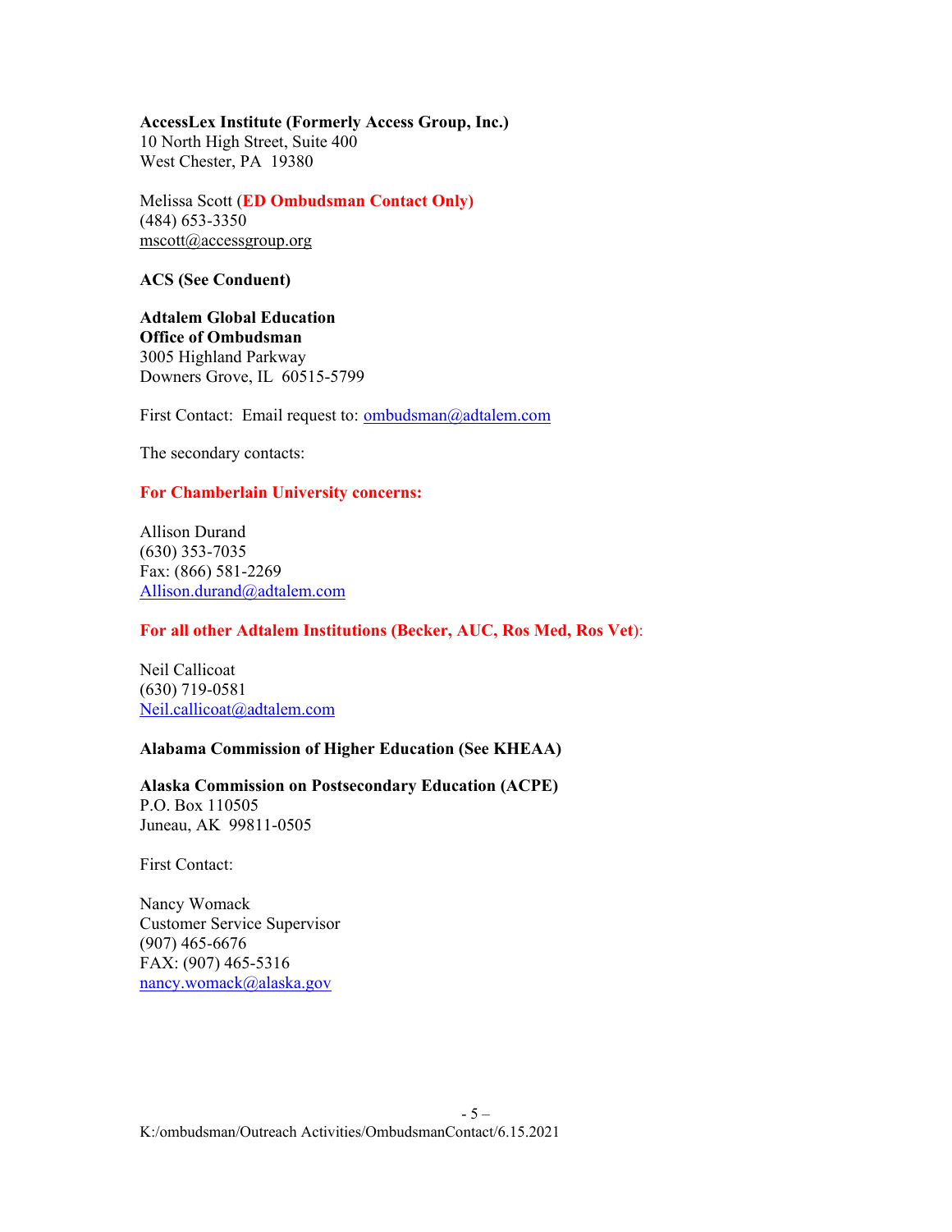**AccessLex Institute (Formerly Access Group, Inc.)**
10 North High Street, Suite 400
West Chester, PA  19380

Melissa Scott (**ED Ombudsman Contact Only)**
(484) 653-3350
mscott@accessgroup.org

**ACS (See Conduent)**

**Adtalem Global Education**
**Office of Ombudsman**
3005 Highland Parkway
Downers Grove, IL  60515-5799

First Contact:  Email request to: ombudsman@adtalem.com

The secondary contacts:

**For Chamberlain University concerns:**

Allison Durand
(630) 353-7035
Fax: (866) 581-2269
Allison.durand@adtalem.com

**For all other Adtalem Institutions (Becker, AUC, Ros Med, Ros Vet)**:

Neil Callicoat
(630) 719-0581
Neil.callicoat@adtalem.com

**Alabama Commission of Higher Education (See KHEAA)**

**Alaska Commission on Postsecondary Education (ACPE)**
P.O. Box 110505
Juneau, AK  99811-0505

First Contact:

Nancy Womack
Customer Service Supervisor
(907) 465-6676
FAX: (907) 465-5316
nancy.womack@alaska.gov

K:/ombudsman/Outreach Activities/OmbudsmanContact/6.15.2021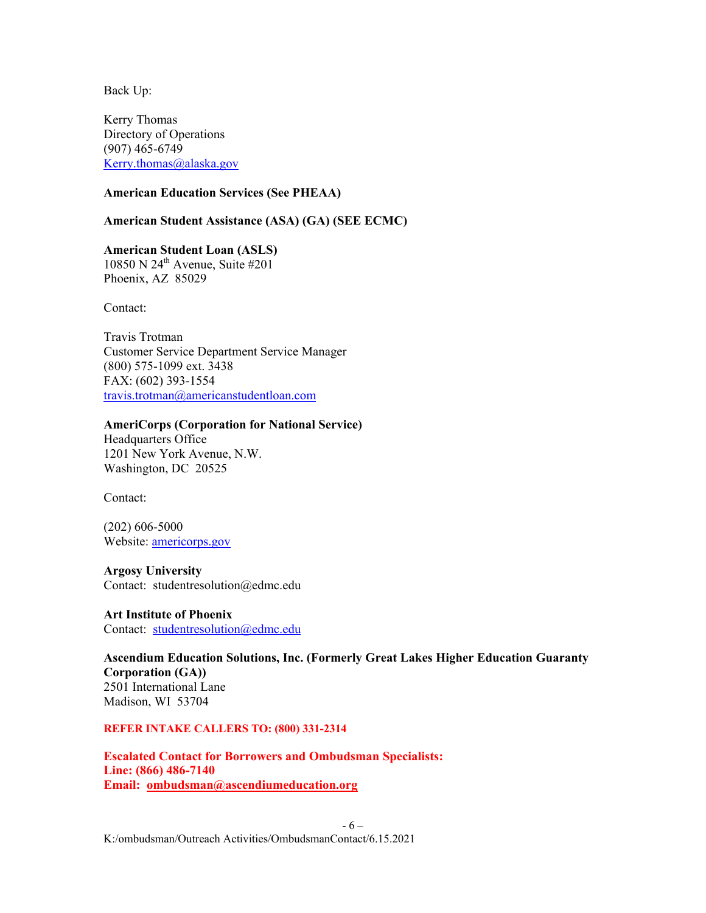Back Up:

Kerry Thomas
Directory of Operations
(907) 465-6749
Kerry.thomas@alaska.gov

**American Education Services (See PHEAA)**

**American Student Assistance (ASA) (GA) (SEE ECMC)**

**American Student Loan (ASLS)**
10850 N 24th Avenue, Suite #201
Phoenix, AZ 85029

Contact:

Travis Trotman
Customer Service Department Service Manager
(800) 575-1099 ext. 3438
FAX: (602) 393-1554
travis.trotman@americanstudentloan.com

**AmeriCorps (Corporation for National Service)**
Headquarters Office
1201 New York Avenue, N.W.
Washington, DC 20525

Contact:

(202) 606-5000
Website: americorps.gov

**Argosy University**
Contact: studentresolution@edmc.edu

**Art Institute of Phoenix**
Contact: studentresolution@edmc.edu

**Ascendium Education Solutions, Inc. (Formerly Great Lakes Higher Education Guaranty Corporation (GA))**
2501 International Lane
Madison, WI 53704

**REFER INTAKE CALLERS TO: (800) 331-2314**

**Escalated Contact for Borrowers and Ombudsman Specialists:**
**Line: (866) 486-7140**
**Email: ombudsman@ascendiumeducation.org**

K:/ombudsman/Outreach Activities/OmbudsmanContact/6.15.2021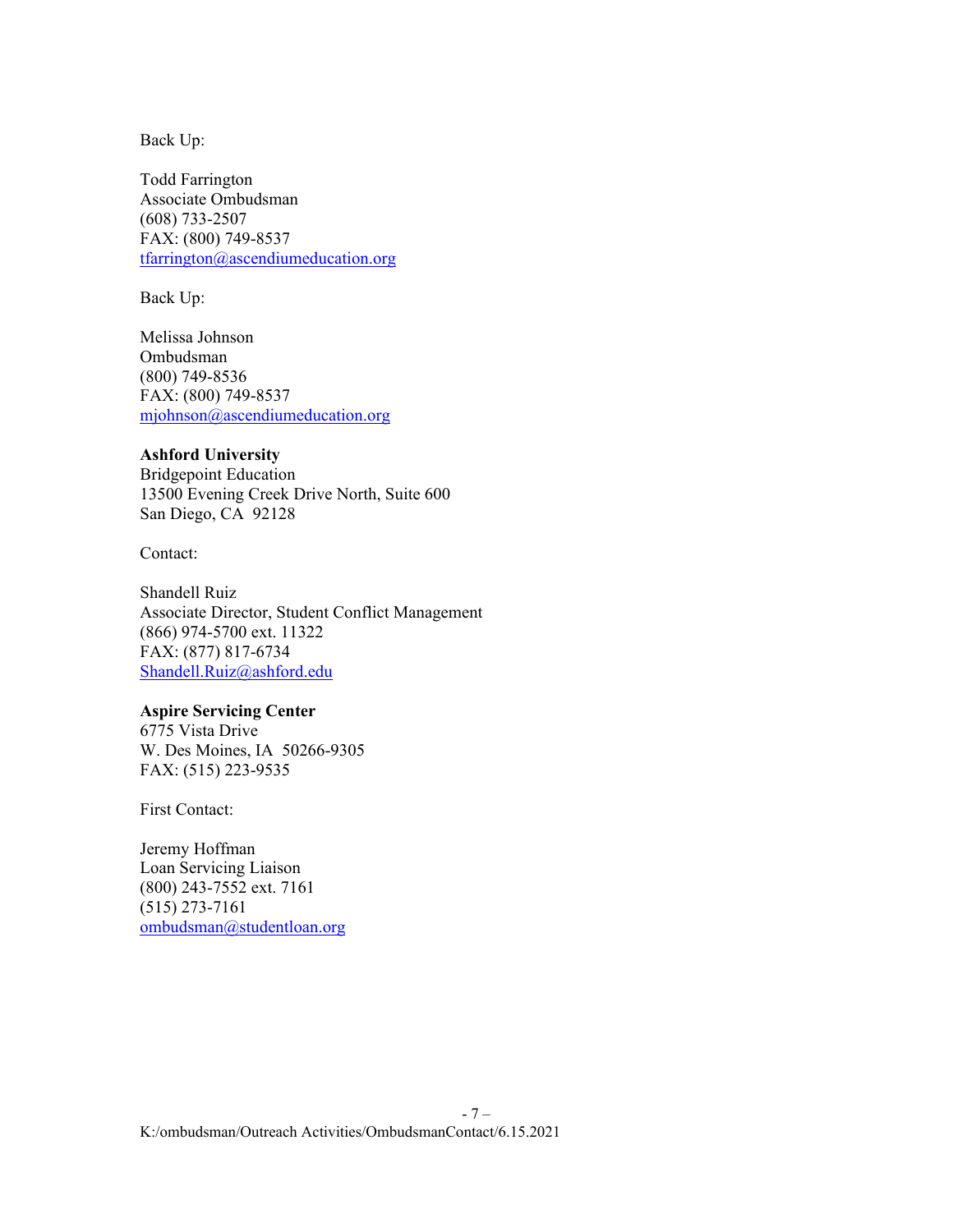Back Up:

Todd Farrington
Associate Ombudsman
(608) 733-2507
FAX: (800) 749-8537
tfarrington@ascendiumeducation.org

Back Up:

Melissa Johnson
Ombudsman
(800) 749-8536
FAX: (800) 749-8537
mjohnson@ascendiumeducation.org

**Ashford University**
Bridgepoint Education
13500 Evening Creek Drive North, Suite 600
San Diego, CA 92128

Contact:

Shandell Ruiz
Associate Director, Student Conflict Management
(866) 974-5700 ext. 11322
FAX: (877) 817-6734
Shandell.Ruiz@ashford.edu

**Aspire Servicing Center**
6775 Vista Drive
W. Des Moines, IA 50266-9305
FAX: (515) 223-9535

First Contact:

Jeremy Hoffman
Loan Servicing Liaison
(800) 243-7552 ext. 7161
(515) 273-7161
ombudsman@studentloan.org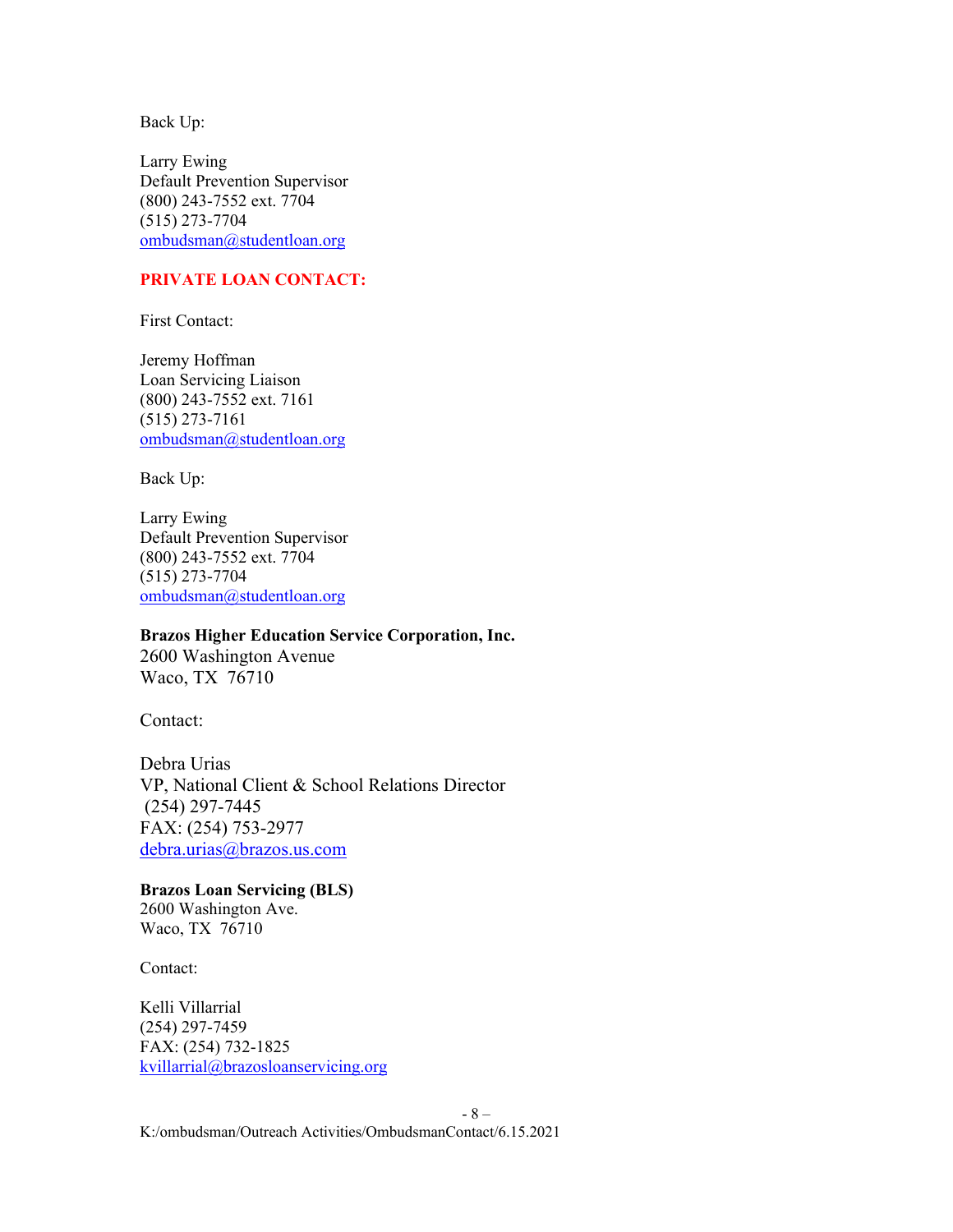Back Up:

Larry Ewing
Default Prevention Supervisor
(800) 243-7552 ext. 7704
(515) 273-7704
ombudsman@studentloan.org

**PRIVATE LOAN CONTACT:**

First Contact:

Jeremy Hoffman
Loan Servicing Liaison
(800) 243-7552 ext. 7161
(515) 273-7161
ombudsman@studentloan.org

Back Up:

Larry Ewing
Default Prevention Supervisor
(800) 243-7552 ext. 7704
(515) 273-7704
ombudsman@studentloan.org

**Brazos Higher Education Service Corporation, Inc.**
2600 Washington Avenue
Waco, TX 76710

Contact:

Debra Urias
VP, National Client & School Relations Director
(254) 297-7445
FAX: (254) 753-2977
debra.urias@brazos.us.com

**Brazos Loan Servicing (BLS)**
2600 Washington Ave.
Waco, TX 76710

Contact:

Kelli Villarrial
(254) 297-7459
FAX: (254) 732-1825
kvillarrial@brazosloanservicing.org

K:/ombudsman/Outreach Activities/OmbudsmanContact/6.15.2021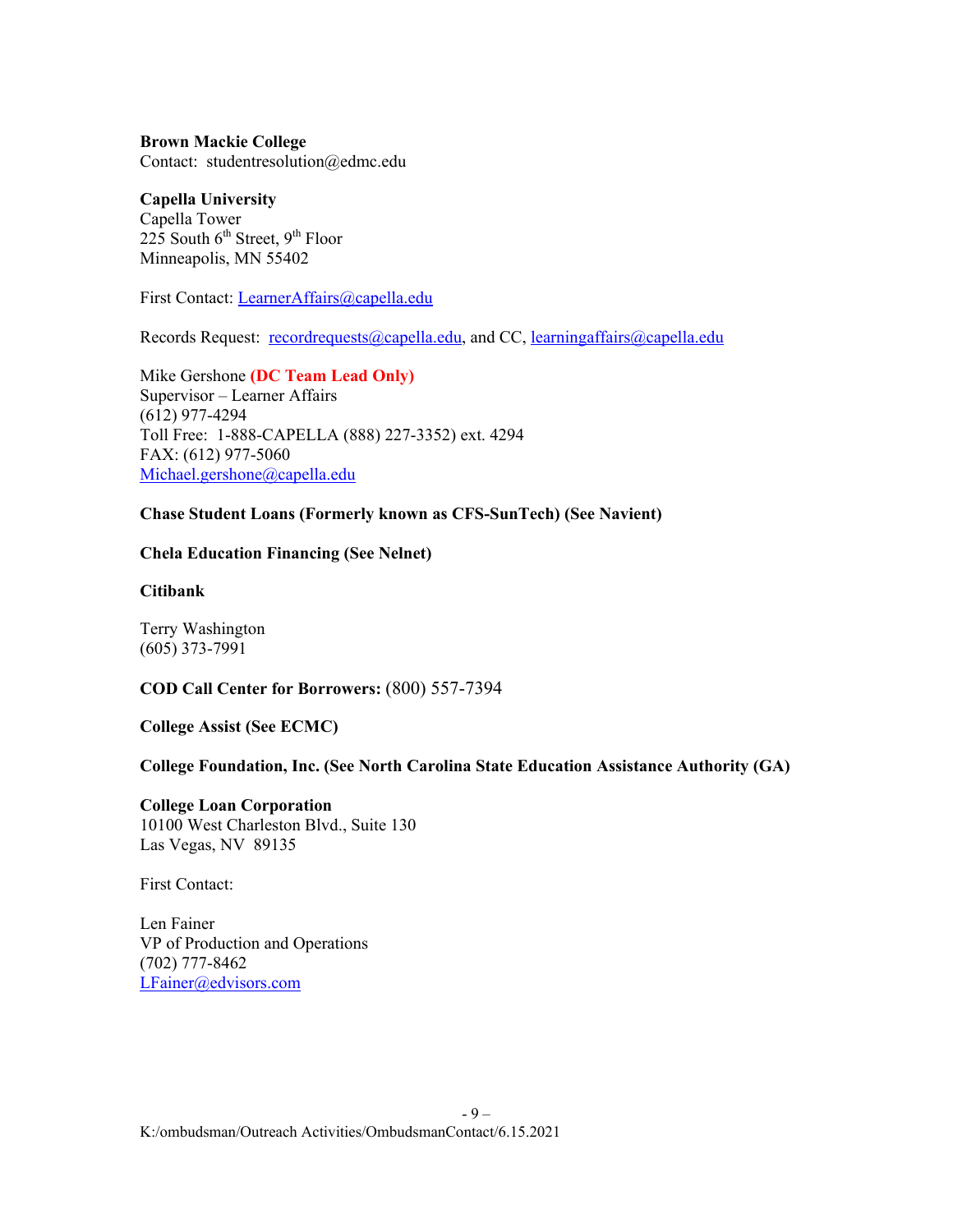**Brown Mackie College**
Contact: studentresolution@edmc.edu

**Capella University**
Capella Tower
225 South 6th Street, 9th Floor
Minneapolis, MN 55402

First Contact: LearnerAffairs@capella.edu

Records Request: recordrequests@capella.edu, and CC, learningaffairs@capella.edu

Mike Gershone **(DC Team Lead Only)**
Supervisor – Learner Affairs
(612) 977-4294
Toll Free: 1-888-CAPELLA (888) 227-3352) ext. 4294
FAX: (612) 977-5060
Michael.gershone@capella.edu

**Chase Student Loans (Formerly known as CFS-SunTech) (See Navient)**

**Chela Education Financing (See Nelnet)**

**Citibank**

Terry Washington
(605) 373-7991

**COD Call Center for Borrowers:** (800) 557-7394

**College Assist (See ECMC)**

**College Foundation, Inc. (See North Carolina State Education Assistance Authority (GA)**

**College Loan Corporation**
10100 West Charleston Blvd., Suite 130
Las Vegas, NV 89135

First Contact:

Len Fainer
VP of Production and Operations
(702) 777-8462
LFainer@edvisors.com

K:/ombudsman/Outreach Activities/OmbudsmanContact/6.15.2021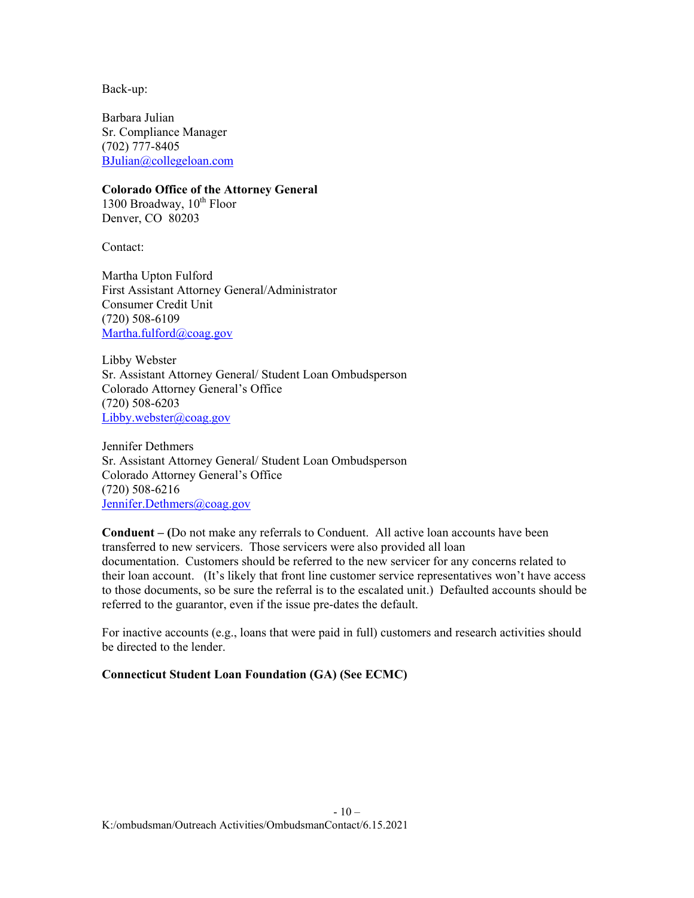Back-up:

Barbara Julian
Sr. Compliance Manager
(702) 777-8405
BJulian@collegeloan.com

**Colorado Office of the Attorney General**
1300 Broadway, 10th Floor
Denver, CO 80203

Contact:

Martha Upton Fulford
First Assistant Attorney General/Administrator
Consumer Credit Unit
(720) 508-6109
Martha.fulford@coag.gov

Libby Webster
Sr. Assistant Attorney General/ Student Loan Ombudsperson
Colorado Attorney General's Office
(720) 508-6203
Libby.webster@coag.gov

Jennifer Dethmers
Sr. Assistant Attorney General/ Student Loan Ombudsperson
Colorado Attorney General's Office
(720) 508-6216
Jennifer.Dethmers@coag.gov

**Conduent – (**Do not make any referrals to Conduent. All active loan accounts have been transferred to new servicers. Those servicers were also provided all loan documentation. Customers should be referred to the new servicer for any concerns related to their loan account. (It's likely that front line customer service representatives won't have access to those documents, so be sure the referral is to the escalated unit.) Defaulted accounts should be referred to the guarantor, even if the issue pre-dates the default.

For inactive accounts (e.g., loans that were paid in full) customers and research activities should be directed to the lender.

**Connecticut Student Loan Foundation (GA) (See ECMC)**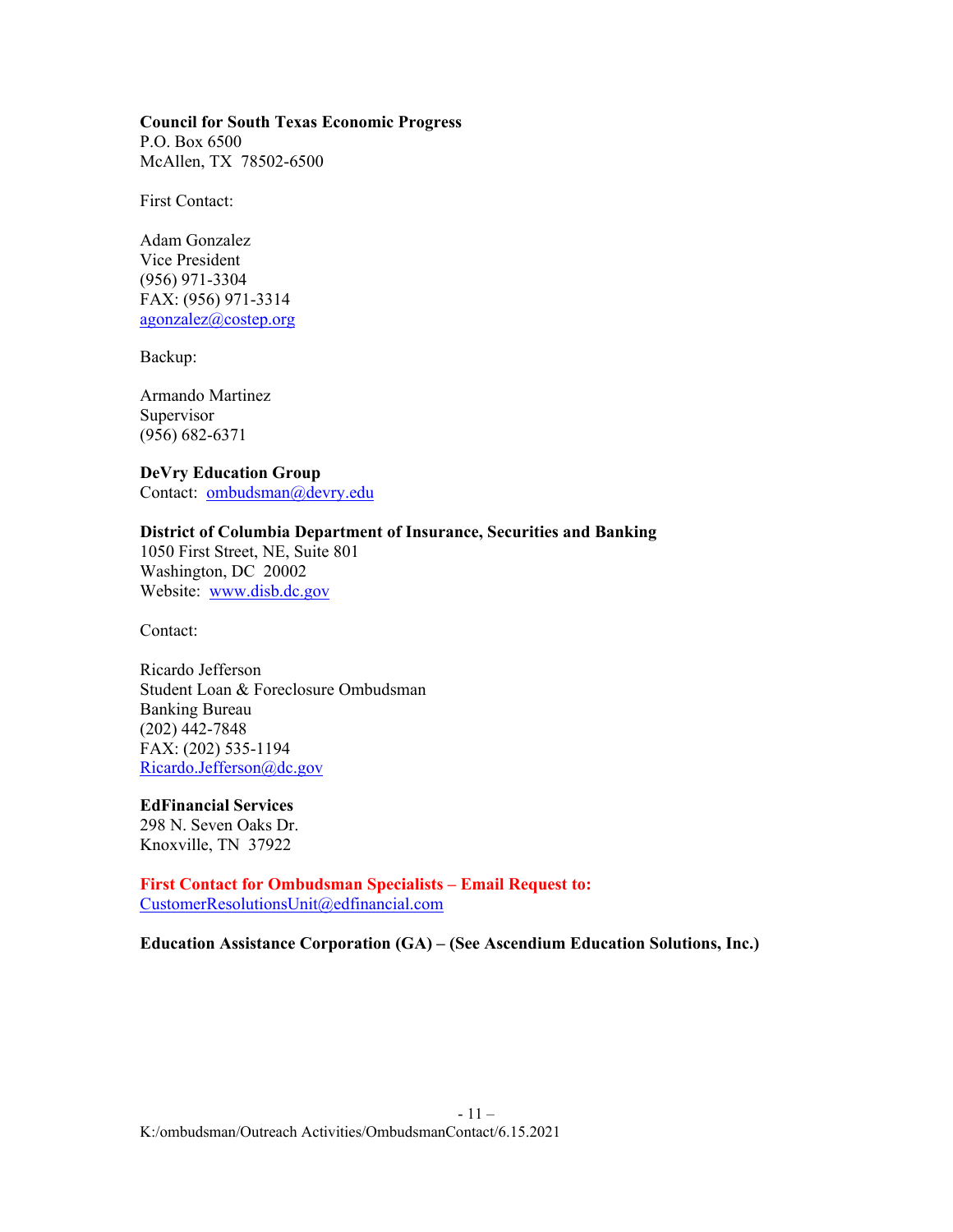**Council for South Texas Economic Progress**
P.O. Box 6500
McAllen, TX 78502-6500

First Contact:

Adam Gonzalez
Vice President
(956) 971-3304
FAX: (956) 971-3314
agonzalez@costep.org

Backup:

Armando Martinez
Supervisor
(956) 682-6371

**DeVry Education Group**
Contact: ombudsman@devry.edu

**District of Columbia Department of Insurance, Securities and Banking**
1050 First Street, NE, Suite 801
Washington, DC 20002
Website: www.disb.dc.gov

Contact:

Ricardo Jefferson
Student Loan & Foreclosure Ombudsman
Banking Bureau
(202) 442-7848
FAX: (202) 535-1194
Ricardo.Jefferson@dc.gov

**EdFinancial Services**
298 N. Seven Oaks Dr.
Knoxville, TN 37922

**First Contact for Ombudsman Specialists – Email Request to:**
CustomerResolutionsUnit@edfinancial.com

**Education Assistance Corporation (GA) – (See Ascendium Education Solutions, Inc.)**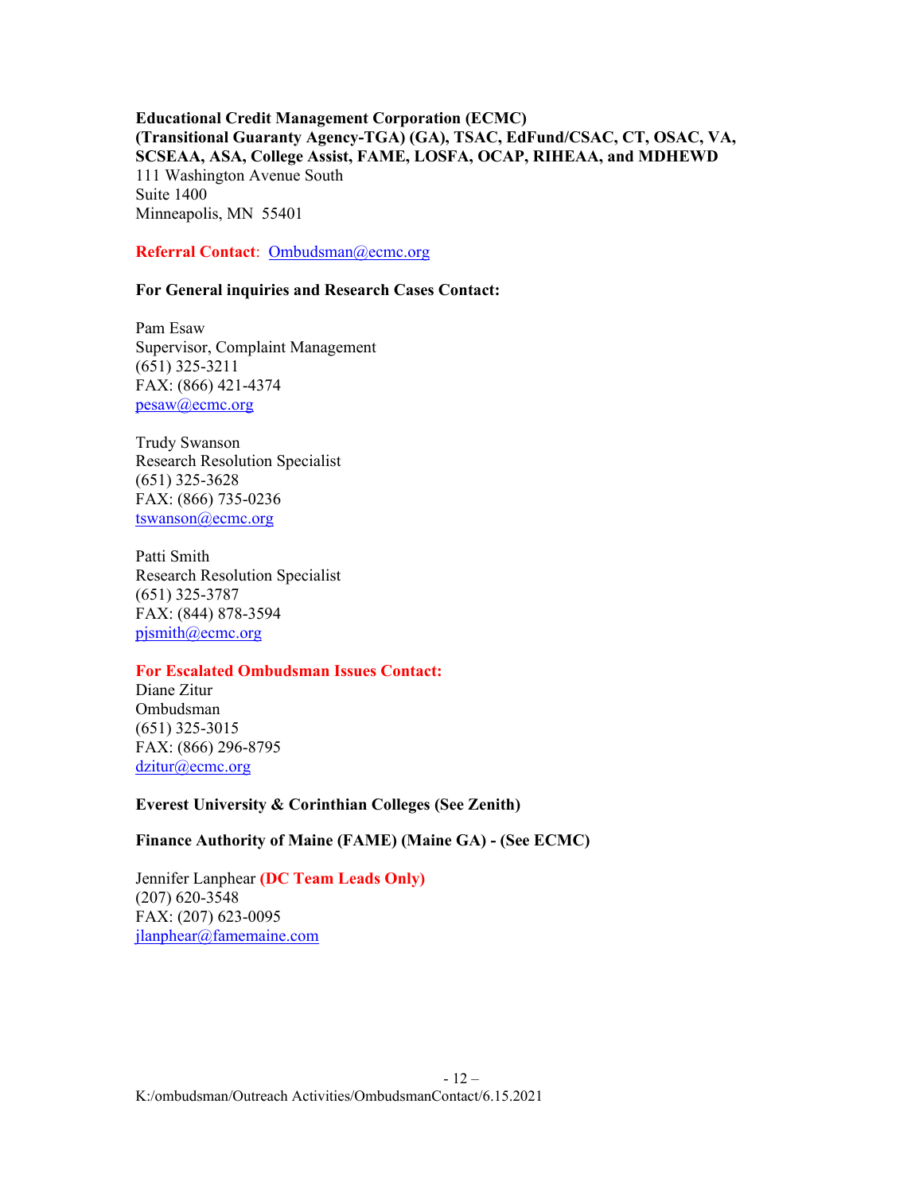**Educational Credit Management Corporation (ECMC)**
**(Transitional Guaranty Agency-TGA) (GA), TSAC, EdFund/CSAC, CT, OSAC, VA, SCSEAA, ASA, College Assist, FAME, LOSFA, OCAP, RIHEAA, and MDHEWD**
111 Washington Avenue South
Suite 1400
Minneapolis, MN 55401

**Referral Contact**: Ombudsman@ecmc.org

**For General inquiries and Research Cases Contact:**

Pam Esaw
Supervisor, Complaint Management
(651) 325-3211
FAX: (866) 421-4374
pesaw@ecmc.org

Trudy Swanson
Research Resolution Specialist
(651) 325-3628
FAX: (866) 735-0236
tswanson@ecmc.org

Patti Smith
Research Resolution Specialist
(651) 325-3787
FAX: (844) 878-3594
pjsmith@ecmc.org

**For Escalated Ombudsman Issues Contact:**
Diane Zitur
Ombudsman
(651) 325-3015
FAX: (866) 296-8795
dzitur@ecmc.org

**Everest University & Corinthian Colleges (See Zenith)**

**Finance Authority of Maine (FAME) (Maine GA) - (See ECMC)**

Jennifer Lanphear **(DC Team Leads Only)**
(207) 620-3548
FAX: (207) 623-0095
jlanphear@famemaine.com

K:/ombudsman/Outreach Activities/OmbudsmanContact/6.15.2021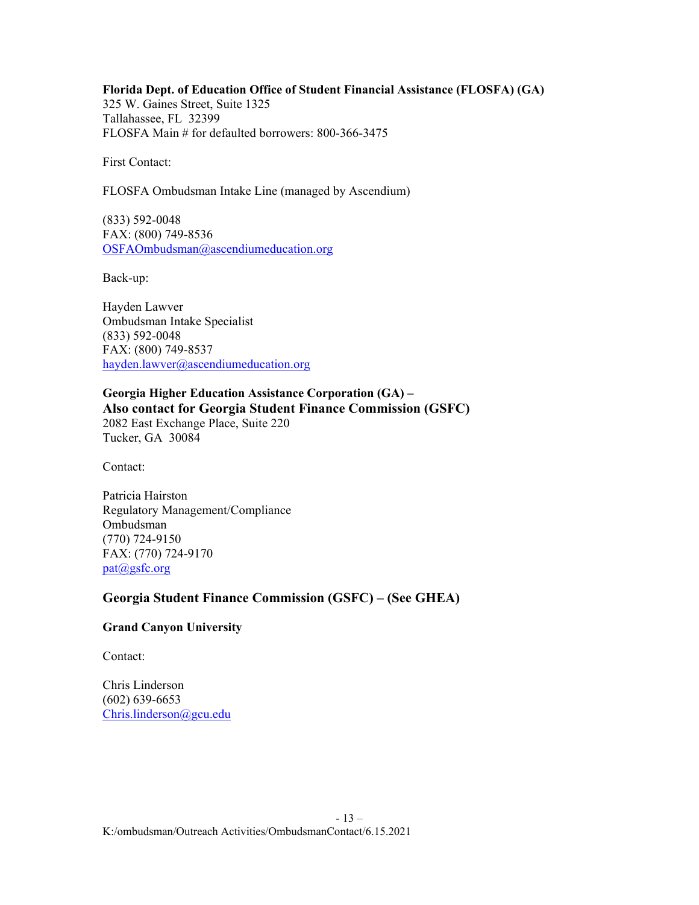**Florida Dept. of Education Office of Student Financial Assistance (FLOSFA) (GA)**
325 W. Gaines Street, Suite 1325
Tallahassee, FL 32399
FLOSFA Main # for defaulted borrowers: 800-366-3475

First Contact:

FLOSFA Ombudsman Intake Line (managed by Ascendium)

(833) 592-0048
FAX: (800) 749-8536
OSFAOmbudsman@ascendiumeducation.org

Back-up:

Hayden Lawver
Ombudsman Intake Specialist
(833) 592-0048
FAX: (800) 749-8537
hayden.lawver@ascendiumeducation.org

**Georgia Higher Education Assistance Corporation (GA) –**
**Also contact for Georgia Student Finance Commission (GSFC)**
2082 East Exchange Place, Suite 220
Tucker, GA 30084

Contact:

Patricia Hairston
Regulatory Management/Compliance
Ombudsman
(770) 724-9150
FAX: (770) 724-9170
pat@gsfc.org

**Georgia Student Finance Commission (GSFC) – (See GHEA)**

**Grand Canyon University**

Contact:

Chris Linderson
(602) 639-6653
Chris.linderson@gcu.edu

K:/ombudsman/Outreach Activities/OmbudsmanContact/6.15.2021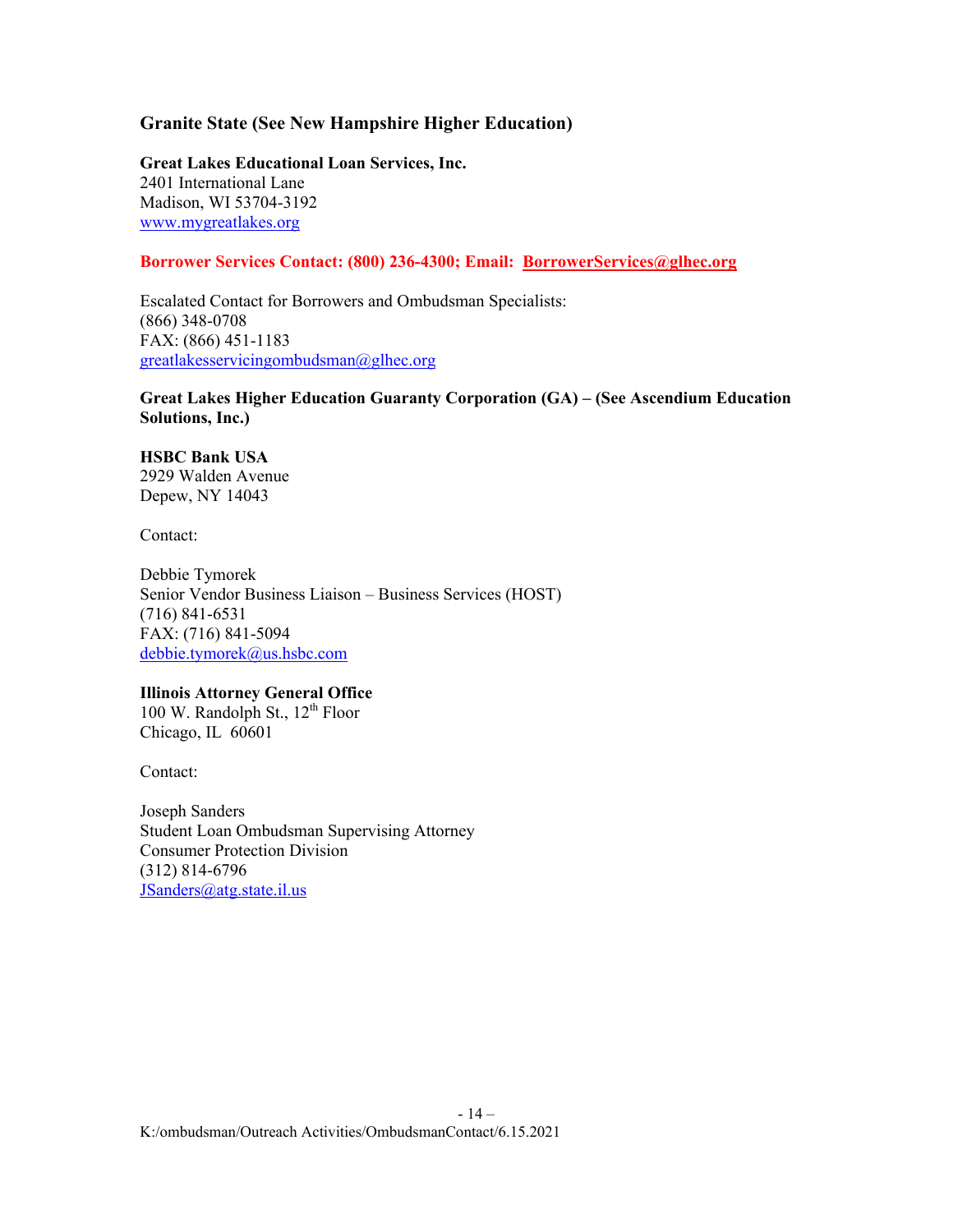**Granite State (See New Hampshire Higher Education)**

**Great Lakes Educational Loan Services, Inc.**
2401 International Lane
Madison, WI 53704-3192
www.mygreatlakes.org

**Borrower Services Contact: (800) 236-4300; Email: BorrowerServices@glhec.org**

Escalated Contact for Borrowers and Ombudsman Specialists:
(866) 348-0708
FAX: (866) 451-1183
greatlakesservicingombudsman@glhec.org

**Great Lakes Higher Education Guaranty Corporation (GA) – (See Ascendium Education Solutions, Inc.)**

**HSBC Bank USA**
2929 Walden Avenue
Depew, NY 14043

Contact:

Debbie Tymorek
Senior Vendor Business Liaison – Business Services (HOST)
(716) 841-6531
FAX: (716) 841-5094
debbie.tymorek@us.hsbc.com

**Illinois Attorney General Office**
100 W. Randolph St., 12th Floor
Chicago, IL 60601

Contact:

Joseph Sanders
Student Loan Ombudsman Supervising Attorney
Consumer Protection Division
(312) 814-6796
JSanders@atg.state.il.us

K:/ombudsman/Outreach Activities/OmbudsmanContact/6.15.2021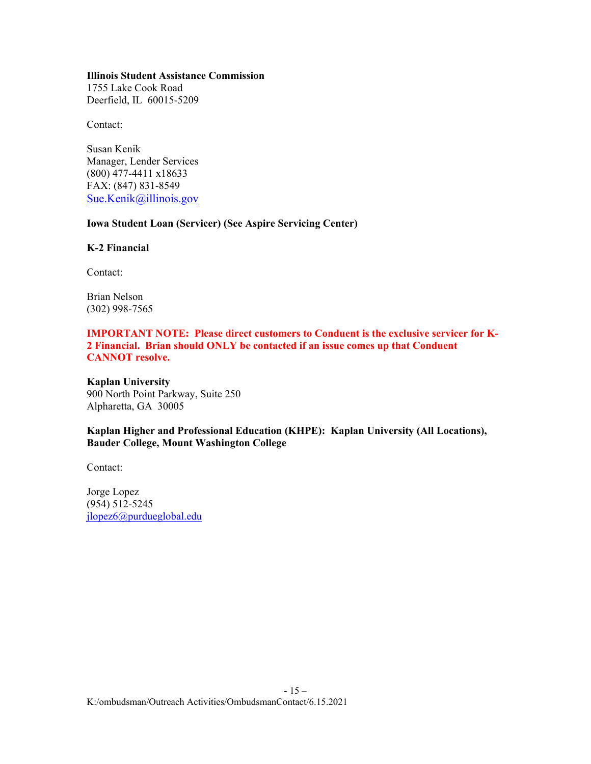**Illinois Student Assistance Commission**
1755 Lake Cook Road
Deerfield, IL  60015-5209

Contact:

Susan Kenik
Manager, Lender Services
(800) 477-4411 x18633
FAX: (847) 831-8549
Sue.Kenik@illinois.gov

**Iowa Student Loan (Servicer) (See Aspire Servicing Center)**

**K-2 Financial**

Contact:

Brian Nelson
(302) 998-7565

**IMPORTANT NOTE:  Please direct customers to Conduent is the exclusive servicer for K-2 Financial.  Brian should ONLY be contacted if an issue comes up that Conduent CANNOT resolve.**

**Kaplan University**
900 North Point Parkway, Suite 250
Alpharetta, GA  30005

**Kaplan Higher and Professional Education (KHPE):  Kaplan University (All Locations), Bauder College, Mount Washington College**

Contact:

Jorge Lopez
(954) 512-5245
jlopez6@purdueglobal.edu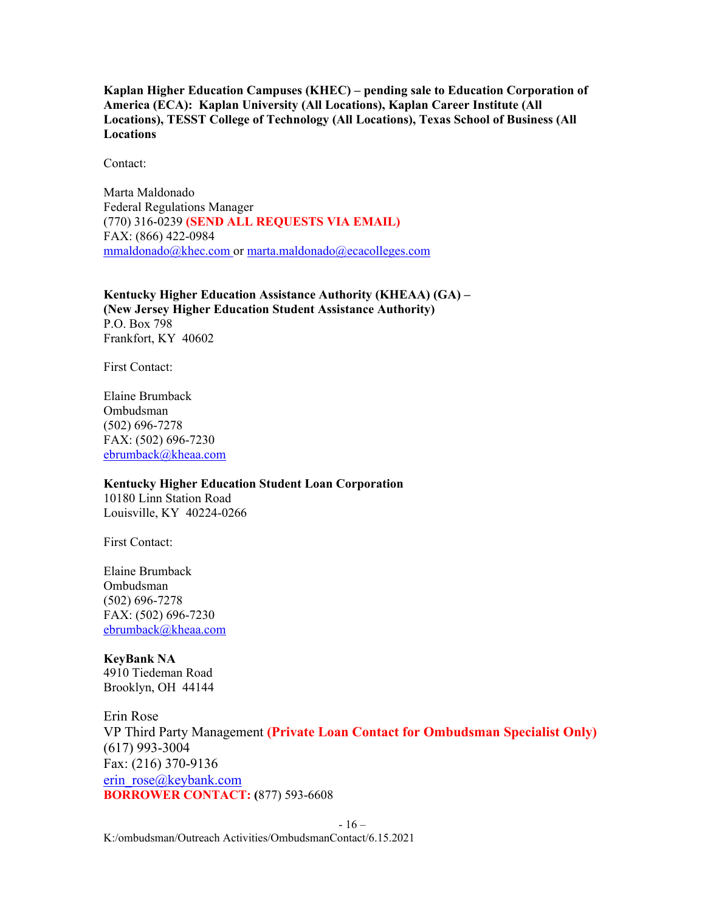**Kaplan Higher Education Campuses (KHEC) – pending sale to Education Corporation of America (ECA): Kaplan University (All Locations), Kaplan Career Institute (All Locations), TESST College of Technology (All Locations), Texas School of Business (All Locations**

Contact:

Marta Maldonado
Federal Regulations Manager
(770) 316-0239 **(SEND ALL REQUESTS VIA EMAIL)**
FAX: (866) 422-0984
mmaldonado@khec.com or marta.maldonado@ecacolleges.com

**Kentucky Higher Education Assistance Authority (KHEAA) (GA) – (New Jersey Higher Education Student Assistance Authority)**
P.O. Box 798
Frankfort, KY 40602

First Contact:

Elaine Brumback
Ombudsman
(502) 696-7278
FAX: (502) 696-7230
ebrumback@kheaa.com

**Kentucky Higher Education Student Loan Corporation**
10180 Linn Station Road
Louisville, KY 40224-0266

First Contact:

Elaine Brumback
Ombudsman
(502) 696-7278
FAX: (502) 696-7230
ebrumback@kheaa.com

**KeyBank NA**
4910 Tiedeman Road
Brooklyn, OH 44144

Erin Rose
VP Third Party Management **(Private Loan Contact for Ombudsman Specialist Only)**
(617) 993-3004
Fax: (216) 370-9136
erin_rose@keybank.com
**BORROWER CONTACT:** (877) 593-6608

K:/ombudsman/Outreach Activities/OmbudsmanContact/6.15.2021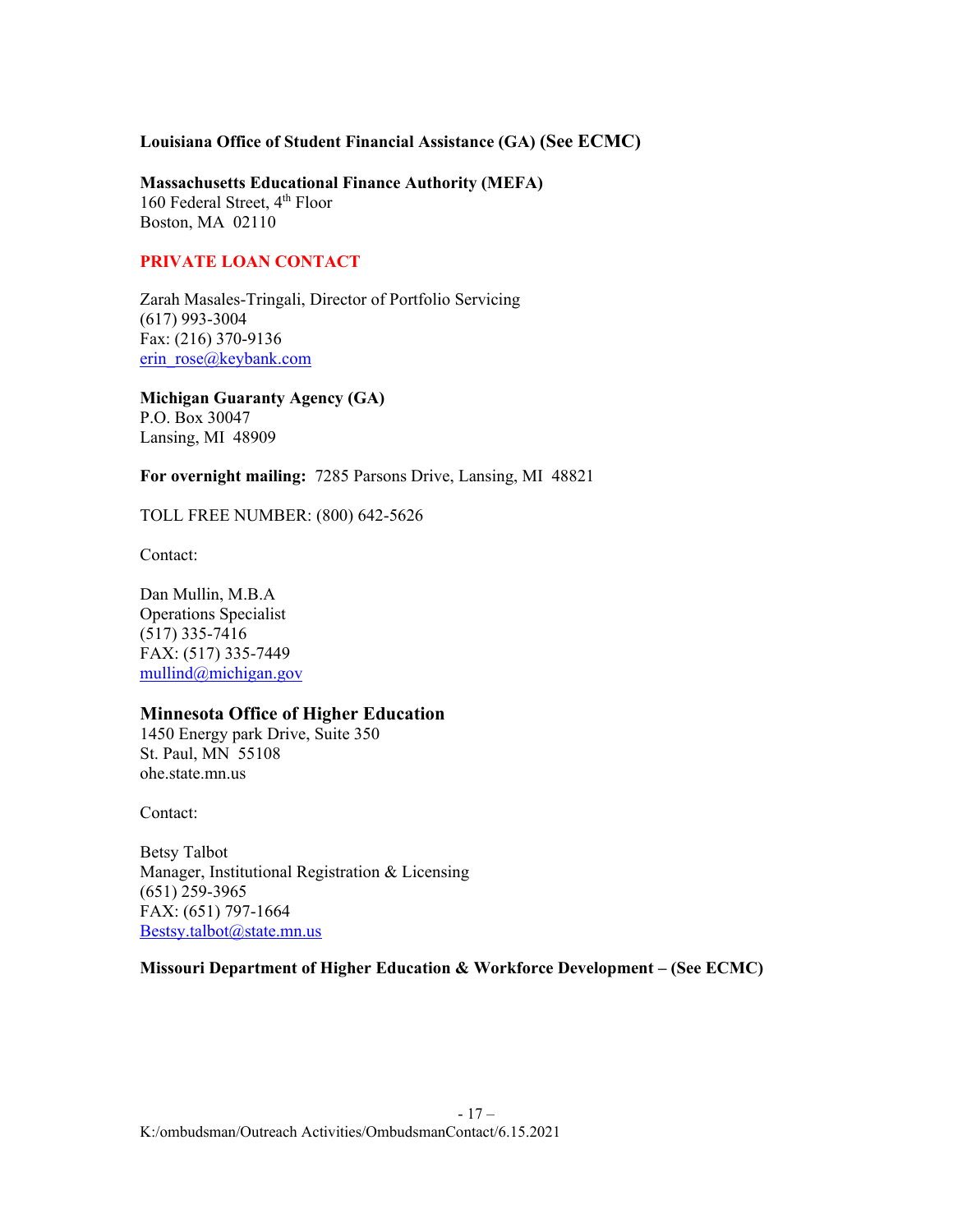**Louisiana Office of Student Financial Assistance (GA) (See ECMC)**

**Massachusetts Educational Finance Authority (MEFA)**
160 Federal Street, 4th Floor
Boston, MA 02110

**PRIVATE LOAN CONTACT**

Zarah Masales-Tringali, Director of Portfolio Servicing
(617) 993-3004
Fax: (216) 370-9136
erin_rose@keybank.com

**Michigan Guaranty Agency (GA)**
P.O. Box 30047
Lansing, MI 48909

**For overnight mailing:** 7285 Parsons Drive, Lansing, MI 48821

TOLL FREE NUMBER: (800) 642-5626

Contact:

Dan Mullin, M.B.A
Operations Specialist
(517) 335-7416
FAX: (517) 335-7449
mullind@michigan.gov

**Minnesota Office of Higher Education**
1450 Energy park Drive, Suite 350
St. Paul, MN 55108
ohe.state.mn.us

Contact:

Betsy Talbot
Manager, Institutional Registration & Licensing
(651) 259-3965
FAX: (651) 797-1664
Bestsy.talbot@state.mn.us

**Missouri Department of Higher Education & Workforce Development – (See ECMC)**

K:/ombudsman/Outreach Activities/OmbudsmanContact/6.15.2021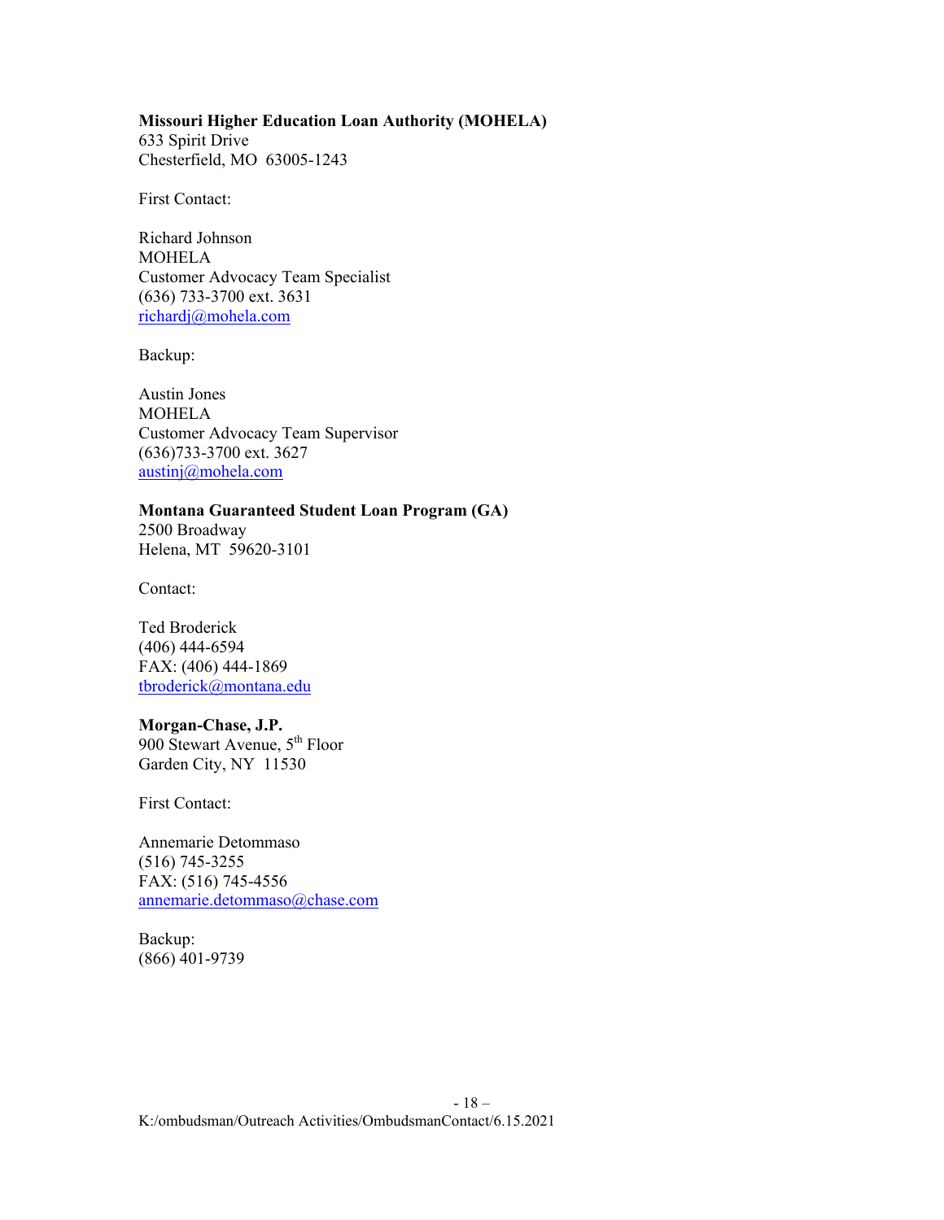**Missouri Higher Education Loan Authority (MOHELA)**
633 Spirit Drive
Chesterfield, MO 63005-1243

First Contact:

Richard Johnson
MOHELA
Customer Advocacy Team Specialist
(636) 733-3700 ext. 3631
richardj@mohela.com

Backup:

Austin Jones
MOHELA
Customer Advocacy Team Supervisor
(636)733-3700 ext. 3627
austinj@mohela.com

**Montana Guaranteed Student Loan Program (GA)**
2500 Broadway
Helena, MT 59620-3101

Contact:

Ted Broderick
(406) 444-6594
FAX: (406) 444-1869
tbroderick@montana.edu

**Morgan-Chase, J.P.**
900 Stewart Avenue, 5th Floor
Garden City, NY 11530

First Contact:

Annemarie Detommaso
(516) 745-3255
FAX: (516) 745-4556
annemarie.detommaso@chase.com

Backup:
(866) 401-9739

K:/ombudsman/Outreach Activities/OmbudsmanContact/6.15.2021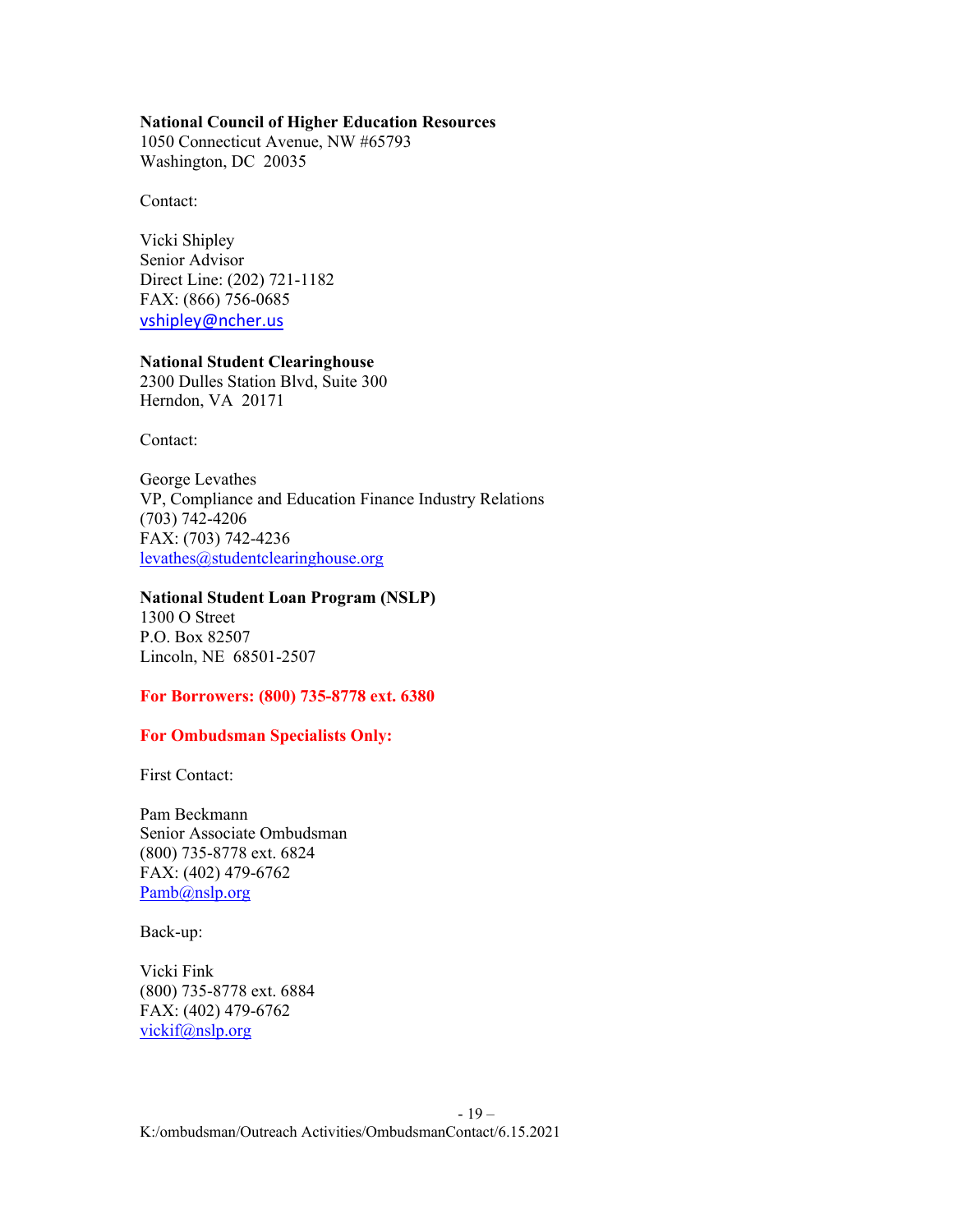**National Council of Higher Education Resources**
1050 Connecticut Avenue, NW #65793
Washington, DC 20035

Contact:

Vicki Shipley
Senior Advisor
Direct Line: (202) 721-1182
FAX: (866) 756-0685
vshipley@ncher.us

**National Student Clearinghouse**
2300 Dulles Station Blvd, Suite 300
Herndon, VA 20171

Contact:

George Levathes
VP, Compliance and Education Finance Industry Relations
(703) 742-4206
FAX: (703) 742-4236
levathes@studentclearinghouse.org

**National Student Loan Program (NSLP)**
1300 O Street
P.O. Box 82507
Lincoln, NE 68501-2507

**For Borrowers: (800) 735-8778 ext. 6380**

**For Ombudsman Specialists Only:**

First Contact:

Pam Beckmann
Senior Associate Ombudsman
(800) 735-8778 ext. 6824
FAX: (402) 479-6762
Pamb@nslp.org

Back-up:

Vicki Fink
(800) 735-8778 ext. 6884
FAX: (402) 479-6762
vickif@nslp.org

K:/ombudsman/Outreach Activities/OmbudsmanContact/6.15.2021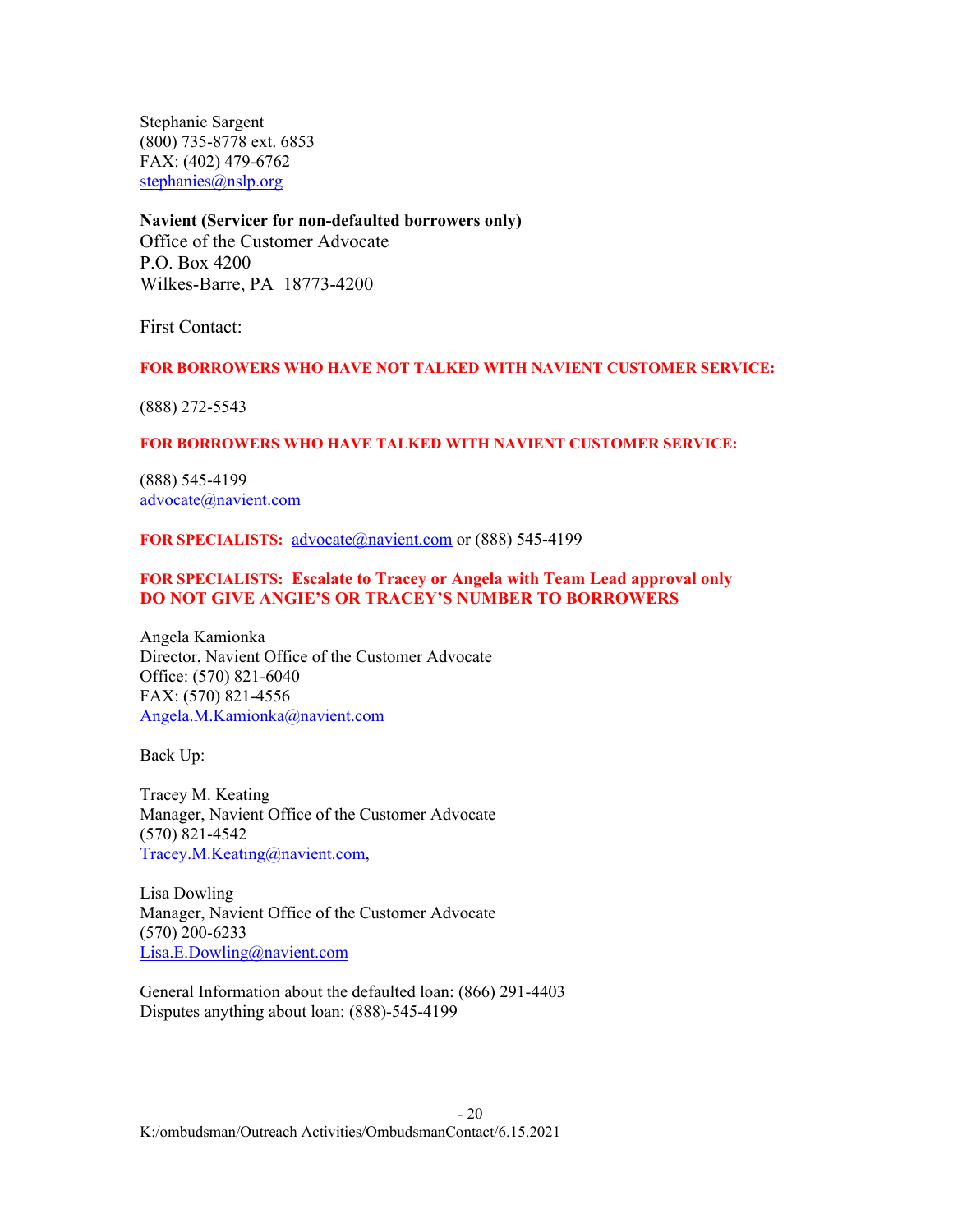Stephanie Sargent
(800) 735-8778 ext. 6853
FAX: (402) 479-6762
stephanies@nslp.org

**Navient (Servicer for non-defaulted borrowers only)**
Office of the Customer Advocate
P.O. Box 4200
Wilkes-Barre, PA 18773-4200

First Contact:

**FOR BORROWERS WHO HAVE NOT TALKED WITH NAVIENT CUSTOMER SERVICE:**

(888) 272-5543

**FOR BORROWERS WHO HAVE TALKED WITH NAVIENT CUSTOMER SERVICE:**

(888) 545-4199
advocate@navient.com

**FOR SPECIALISTS:** advocate@navient.com or (888) 545-4199

**FOR SPECIALISTS: Escalate to Tracey or Angela with Team Lead approval only**
**DO NOT GIVE ANGIE'S OR TRACEY'S NUMBER TO BORROWERS**

Angela Kamionka
Director, Navient Office of the Customer Advocate
Office: (570) 821-6040
FAX: (570) 821-4556
Angela.M.Kamionka@navient.com

Back Up:

Tracey M. Keating
Manager, Navient Office of the Customer Advocate
(570) 821-4542
Tracey.M.Keating@navient.com,

Lisa Dowling
Manager, Navient Office of the Customer Advocate
(570) 200-6233
Lisa.E.Dowling@navient.com

General Information about the defaulted loan: (866) 291-4403
Disputes anything about loan: (888)-545-4199

K:/ombudsman/Outreach Activities/OmbudsmanContact/6.15.2021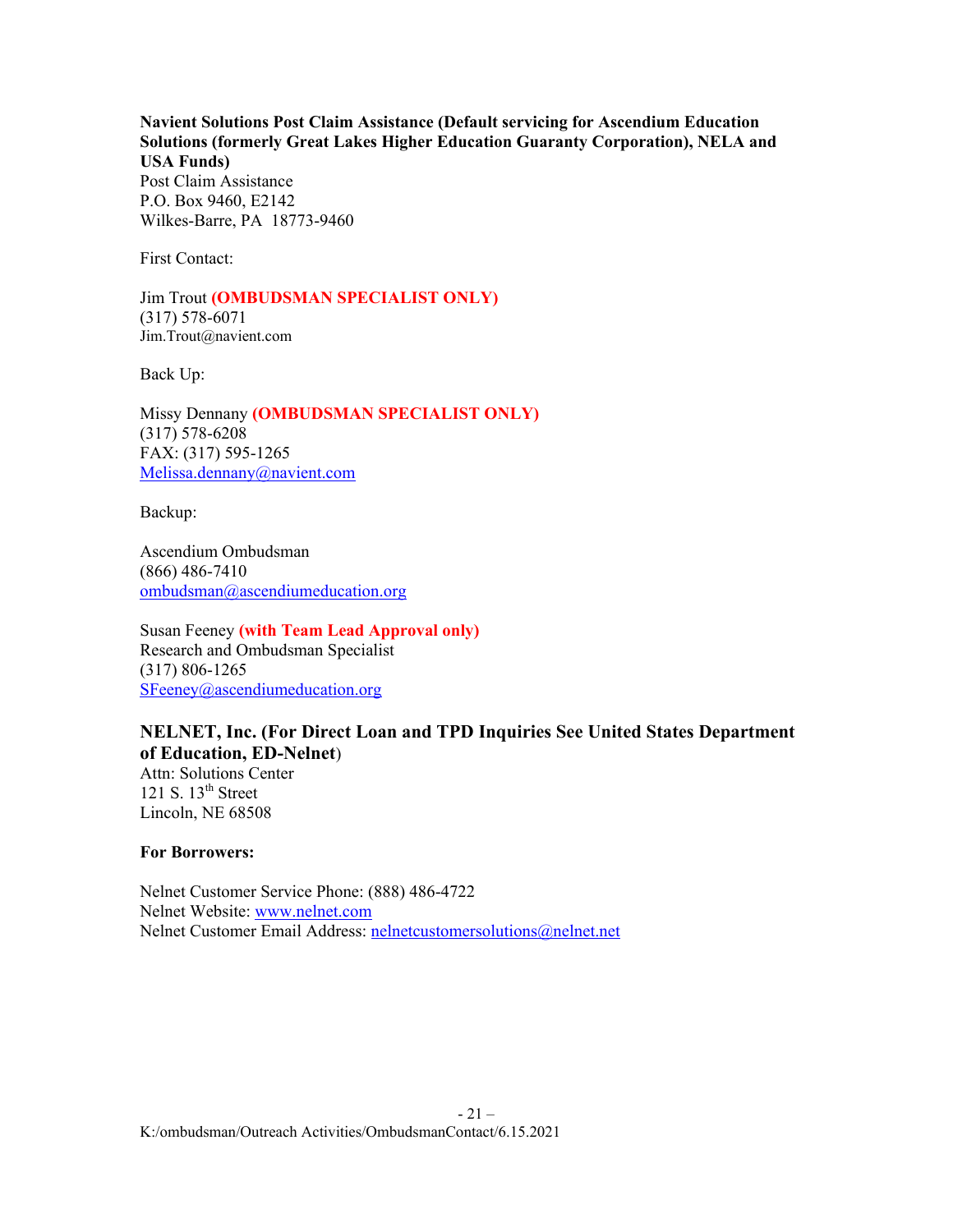**Navient Solutions Post Claim Assistance (Default servicing for Ascendium Education Solutions (formerly Great Lakes Higher Education Guaranty Corporation), NELA and USA Funds)**
Post Claim Assistance
P.O. Box 9460, E2142
Wilkes-Barre, PA 18773-9460

First Contact:

Jim Trout **(OMBUDSMAN SPECIALIST ONLY)**
(317) 578-6071
Jim.Trout@navient.com

Back Up:

Missy Dennany **(OMBUDSMAN SPECIALIST ONLY)**
(317) 578-6208
FAX: (317) 595-1265
Melissa.dennany@navient.com

Backup:

Ascendium Ombudsman
(866) 486-7410
ombudsman@ascendiumeducation.org

Susan Feeney **(with Team Lead Approval only)**
Research and Ombudsman Specialist
(317) 806-1265
SFeeney@ascendiumeducation.org

**NELNET, Inc. (For Direct Loan and TPD Inquiries See United States Department of Education, ED-Nelnet)**
Attn: Solutions Center
121 S. 13th Street
Lincoln, NE 68508

**For Borrowers:**

Nelnet Customer Service Phone: (888) 486-4722
Nelnet Website: www.nelnet.com
Nelnet Customer Email Address: nelnetcustomersolutions@nelnet.net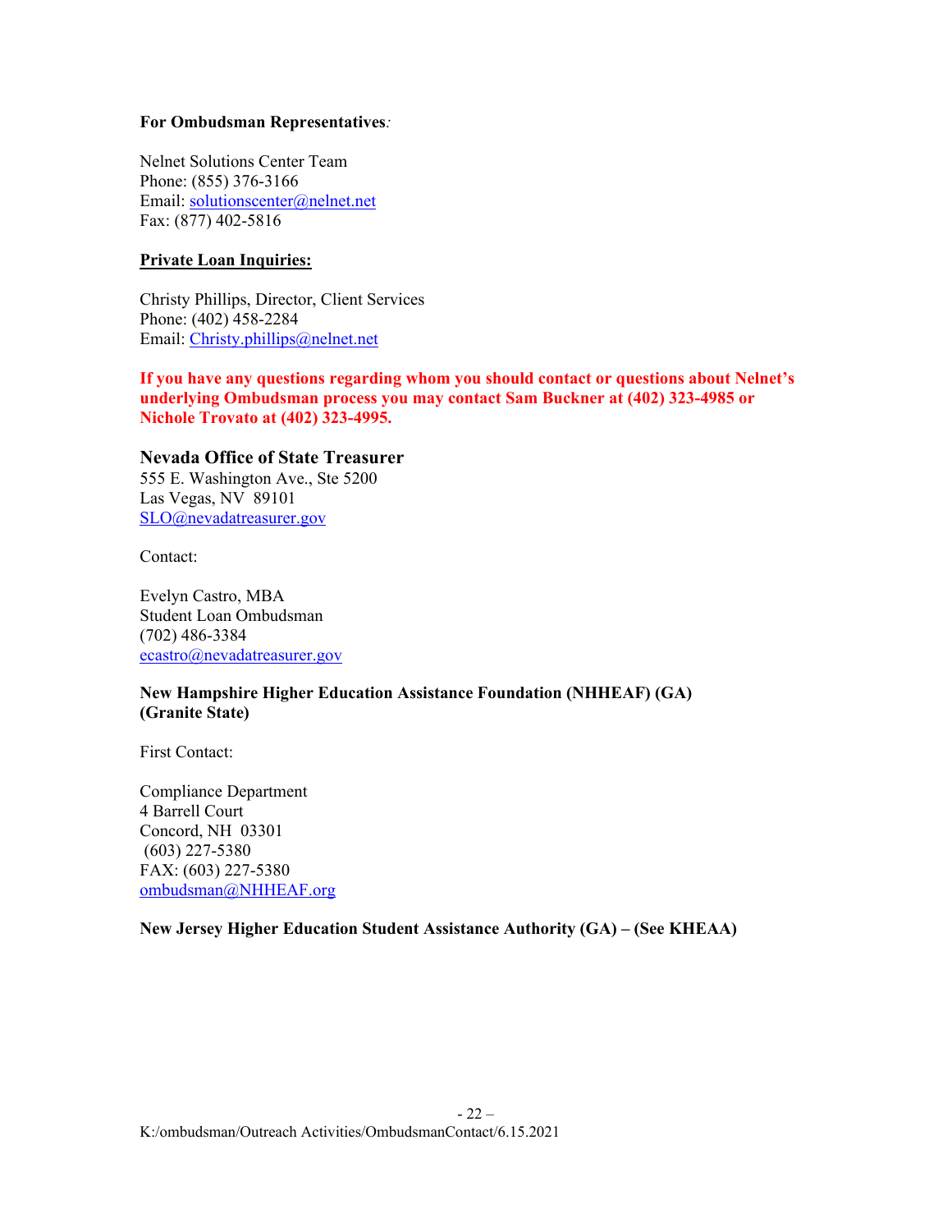**For Ombudsman Representatives***:*

Nelnet Solutions Center Team
Phone: (855) 376-3166
Email: solutionscenter@nelnet.net
Fax: (877) 402-5816

**Private Loan Inquiries:**

Christy Phillips, Director, Client Services
Phone: (402) 458-2284
Email: Christy.phillips@nelnet.net

**If you have any questions regarding whom you should contact or questions about Nelnet's underlying Ombudsman process you may contact Sam Buckner at (402) 323-4985 or Nichole Trovato at (402) 323-4995.**

### Nevada Office of State Treasurer

555 E. Washington Ave., Ste 5200
Las Vegas, NV 89101
SLO@nevadatreasurer.gov

Contact:

Evelyn Castro, MBA
Student Loan Ombudsman
(702) 486-3384
ecastro@nevadatreasurer.gov

**New Hampshire Higher Education Assistance Foundation (NHHEAF) (GA) (Granite State)**

First Contact:

Compliance Department
4 Barrell Court
Concord, NH 03301
(603) 227-5380
FAX: (603) 227-5380
ombudsman@NHHEAF.org

**New Jersey Higher Education Student Assistance Authority (GA) – (See KHEAA)**

K:/ombudsman/Outreach Activities/OmbudsmanContact/6.15.2021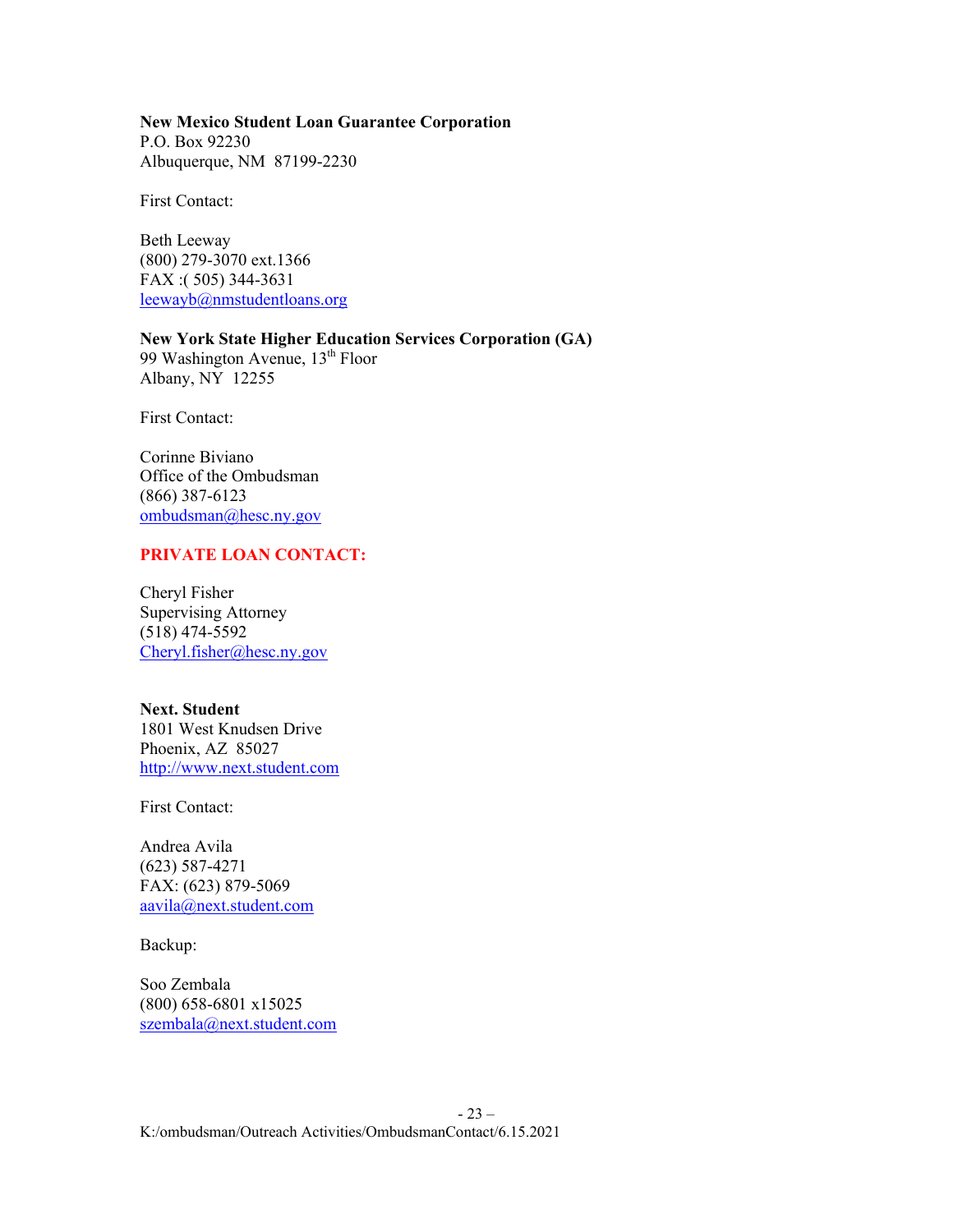**New Mexico Student Loan Guarantee Corporation**
P.O. Box 92230
Albuquerque, NM  87199-2230

First Contact:

Beth Leeway
(800) 279-3070 ext.1366
FAX :( 505) 344-3631
leewayb@nmstudentloans.org

**New York State Higher Education Services Corporation (GA)**
99 Washington Avenue, 13th Floor
Albany, NY  12255

First Contact:

Corinne Biviano
Office of the Ombudsman
(866) 387-6123
ombudsman@hesc.ny.gov

**PRIVATE LOAN CONTACT:**

Cheryl Fisher
Supervising Attorney
(518) 474-5592
Cheryl.fisher@hesc.ny.gov

**Next. Student**
1801 West Knudsen Drive
Phoenix, AZ  85027
http://www.next.student.com

First Contact:

Andrea Avila
(623) 587-4271
FAX: (623) 879-5069
aavila@next.student.com

Backup:

Soo Zembala
(800) 658-6801 x15025
szembala@next.student.com

K:/ombudsman/Outreach Activities/OmbudsmanContact/6.15.2021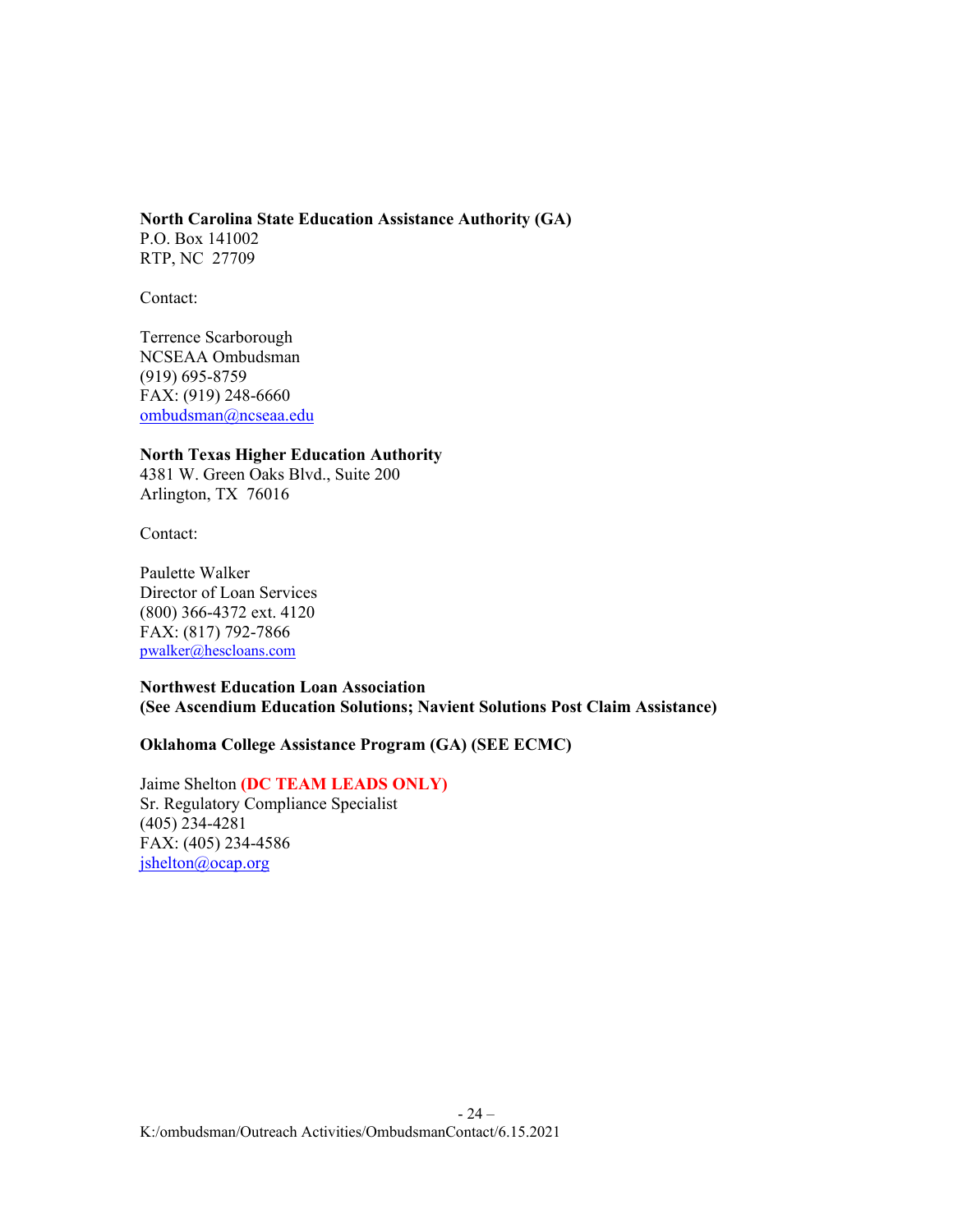**North Carolina State Education Assistance Authority (GA)**
P.O. Box 141002
RTP, NC 27709

Contact:

Terrence Scarborough
NCSEAA Ombudsman
(919) 695-8759
FAX: (919) 248-6660
ombudsman@ncseaa.edu

**North Texas Higher Education Authority**
4381 W. Green Oaks Blvd., Suite 200
Arlington, TX 76016

Contact:

Paulette Walker
Director of Loan Services
(800) 366-4372 ext. 4120
FAX: (817) 792-7866
pwalker@hescloans.com

**Northwest Education Loan Association**
**(See Ascendium Education Solutions; Navient Solutions Post Claim Assistance)**

**Oklahoma College Assistance Program (GA) (SEE ECMC)**

Jaime Shelton **(DC TEAM LEADS ONLY)**
Sr. Regulatory Compliance Specialist
(405) 234-4281
FAX: (405) 234-4586
jshelton@ocap.org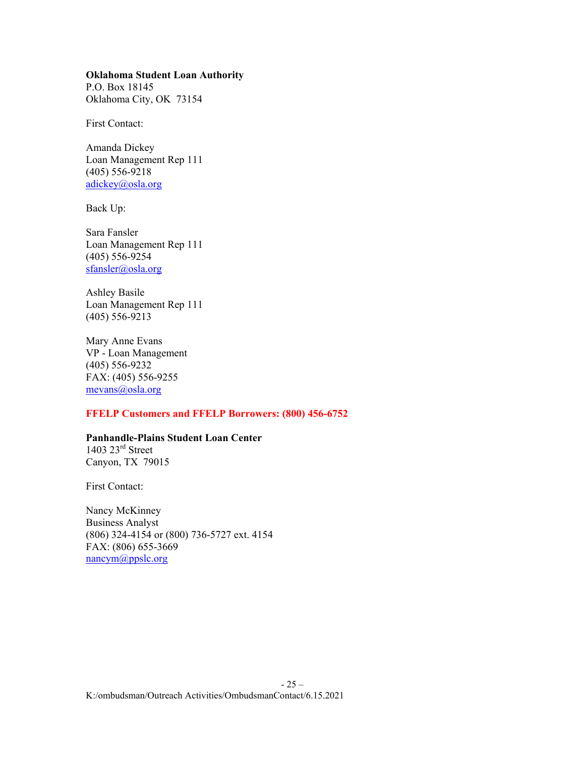**Oklahoma Student Loan Authority**
P.O. Box 18145
Oklahoma City, OK 73154

First Contact:

Amanda Dickey
Loan Management Rep 111
(405) 556-9218
adickey@osla.org

Back Up:

Sara Fansler
Loan Management Rep 111
(405) 556-9254
sfansler@osla.org

Ashley Basile
Loan Management Rep 111
(405) 556-9213

Mary Anne Evans
VP - Loan Management
(405) 556-9232
FAX: (405) 556-9255
mevans@osla.org

**FFELP Customers and FFELP Borrowers: (800) 456-6752**

**Panhandle-Plains Student Loan Center**
1403 23rd Street
Canyon, TX 79015

First Contact:

Nancy McKinney
Business Analyst
(806) 324-4154 or (800) 736-5727 ext. 4154
FAX: (806) 655-3669
nancym@ppslc.org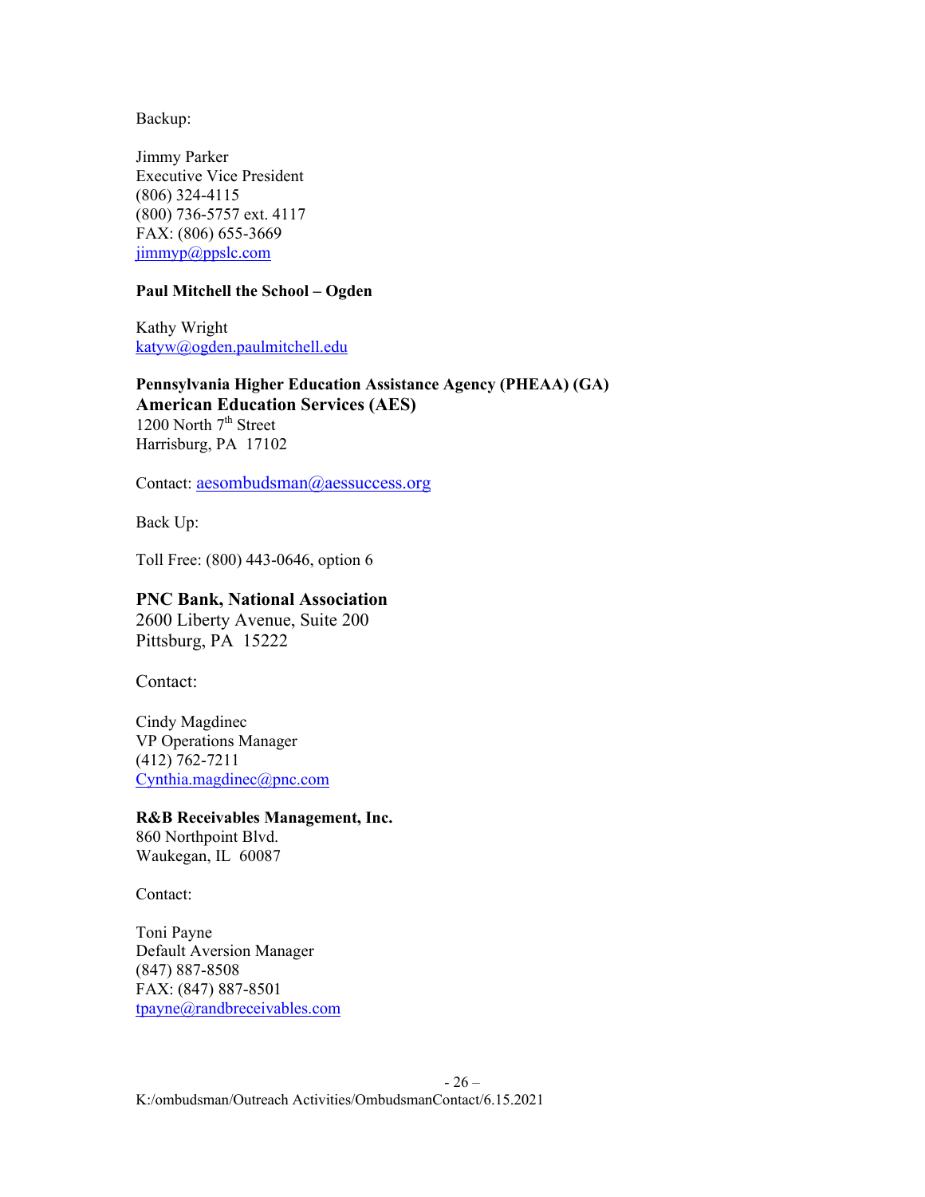Backup:

Jimmy Parker
Executive Vice President
(806) 324-4115
(800) 736-5757 ext. 4117
FAX: (806) 655-3669
jimmyp@ppslc.com

**Paul Mitchell the School – Ogden**

Kathy Wright
katyw@ogden.paulmitchell.edu

**Pennsylvania Higher Education Assistance Agency (PHEAA) (GA)**
**American Education Services (AES)**
1200 North 7th Street
Harrisburg, PA 17102

Contact: aesombudsman@aessuccess.org

Back Up:

Toll Free: (800) 443-0646, option 6

**PNC Bank, National Association**
2600 Liberty Avenue, Suite 200
Pittsburg, PA 15222

Contact:

Cindy Magdinec
VP Operations Manager
(412) 762-7211
Cynthia.magdinec@pnc.com

**R&B Receivables Management, Inc.**
860 Northpoint Blvd.
Waukegan, IL 60087

Contact:

Toni Payne
Default Aversion Manager
(847) 887-8508
FAX: (847) 887-8501
tpayne@randbreceivables.com

K:/ombudsman/Outreach Activities/OmbudsmanContact/6.15.2021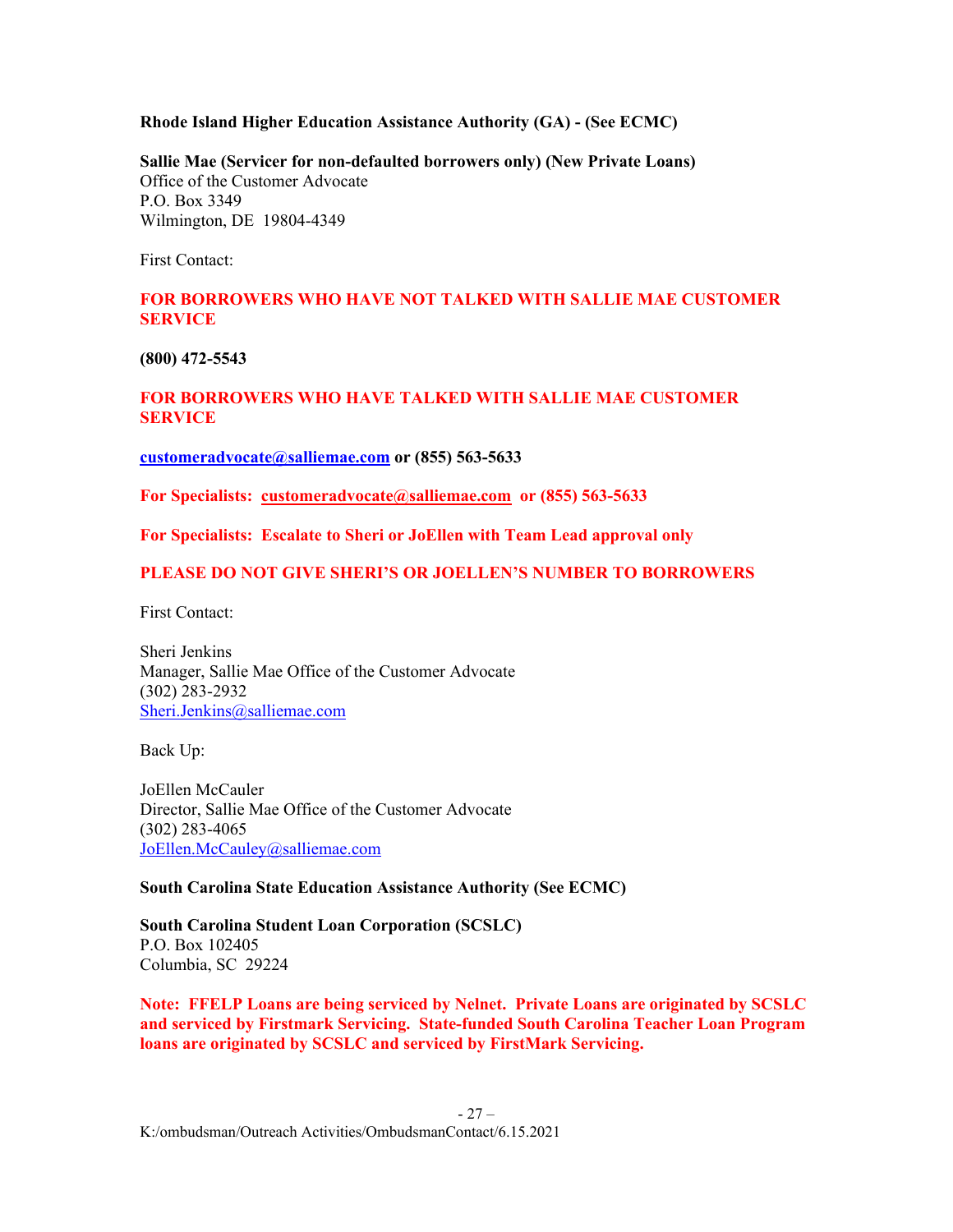**Rhode Island Higher Education Assistance Authority (GA) - (See ECMC)**

**Sallie Mae (Servicer for non-defaulted borrowers only) (New Private Loans)**
Office of the Customer Advocate
P.O. Box 3349
Wilmington, DE 19804-4349

First Contact:

**FOR BORROWERS WHO HAVE NOT TALKED WITH SALLIE MAE CUSTOMER SERVICE**

**(800) 472-5543**

**FOR BORROWERS WHO HAVE TALKED WITH SALLIE MAE CUSTOMER SERVICE**

**customeradvocate@salliemae.com or (855) 563-5633**

**For Specialists: customeradvocate@salliemae.com or (855) 563-5633**

**For Specialists: Escalate to Sheri or JoEllen with Team Lead approval only**

**PLEASE DO NOT GIVE SHERI'S OR JOELLEN'S NUMBER TO BORROWERS**

First Contact:

Sheri Jenkins
Manager, Sallie Mae Office of the Customer Advocate
(302) 283-2932
Sheri.Jenkins@salliemae.com

Back Up:

JoEllen McCauler
Director, Sallie Mae Office of the Customer Advocate
(302) 283-4065
JoEllen.McCauley@salliemae.com

**South Carolina State Education Assistance Authority (See ECMC)**

**South Carolina Student Loan Corporation (SCSLC)**
P.O. Box 102405
Columbia, SC 29224

**Note: FFELP Loans are being serviced by Nelnet. Private Loans are originated by SCSLC and serviced by Firstmark Servicing. State-funded South Carolina Teacher Loan Program loans are originated by SCSLC and serviced by FirstMark Servicing.**

K:/ombudsman/Outreach Activities/OmbudsmanContact/6.15.2021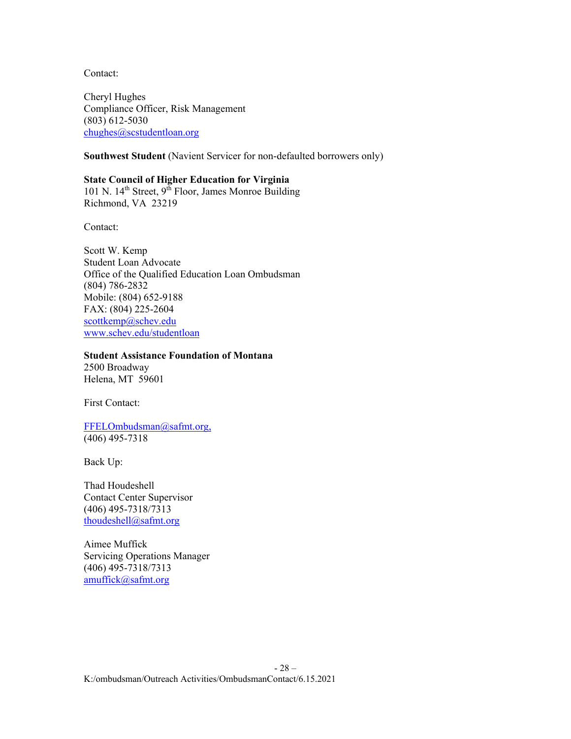Contact:

Cheryl Hughes
Compliance Officer, Risk Management
(803) 612-5030
chughes@scstudentloan.org

**Southwest Student** (Navient Servicer for non-defaulted borrowers only)

**State Council of Higher Education for Virginia**
101 N. 14th Street, 9th Floor, James Monroe Building
Richmond, VA 23219

Contact:

Scott W. Kemp
Student Loan Advocate
Office of the Qualified Education Loan Ombudsman
(804) 786-2832
Mobile: (804) 652-9188
FAX: (804) 225-2604
scottkemp@schev.edu
www.schev.edu/studentloan

**Student Assistance Foundation of Montana**
2500 Broadway
Helena, MT 59601

First Contact:

FFELOmbudsman@safmt.org,
(406) 495-7318

Back Up:

Thad Houdeshell
Contact Center Supervisor
(406) 495-7318/7313
thoudeshell@safmt.org

Aimee Muffick
Servicing Operations Manager
(406) 495-7318/7313
amuffick@safmt.org

K:/ombudsman/Outreach Activities/OmbudsmanContact/6.15.2021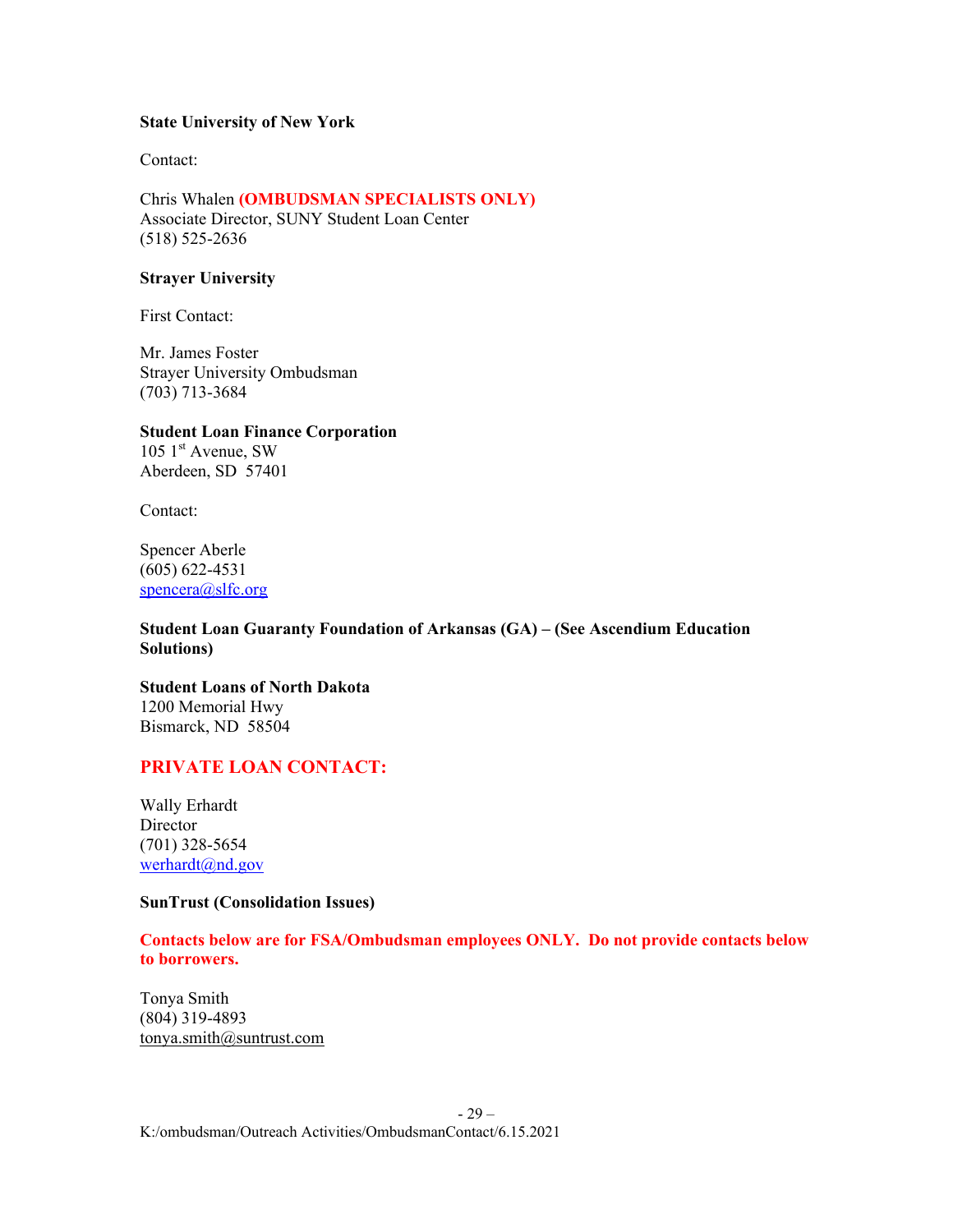**State University of New York**

Contact:

Chris Whalen **(OMBUDSMAN SPECIALISTS ONLY)**
Associate Director, SUNY Student Loan Center
(518) 525-2636

**Strayer University**

First Contact:

Mr. James Foster
Strayer University Ombudsman
(703) 713-3684

**Student Loan Finance Corporation**
105 1st Avenue, SW
Aberdeen, SD 57401

Contact:

Spencer Aberle
(605) 622-4531
spencera@slfc.org

**Student Loan Guaranty Foundation of Arkansas (GA) – (See Ascendium Education Solutions)**

**Student Loans of North Dakota**
1200 Memorial Hwy
Bismarck, ND 58504

**PRIVATE LOAN CONTACT:**

Wally Erhardt
Director
(701) 328-5654
werhardt@nd.gov

**SunTrust (Consolidation Issues)**

**Contacts below are for FSA/Ombudsman employees ONLY. Do not provide contacts below to borrowers.**

Tonya Smith
(804) 319-4893
tonya.smith@suntrust.com

K:/ombudsman/Outreach Activities/OmbudsmanContact/6.15.2021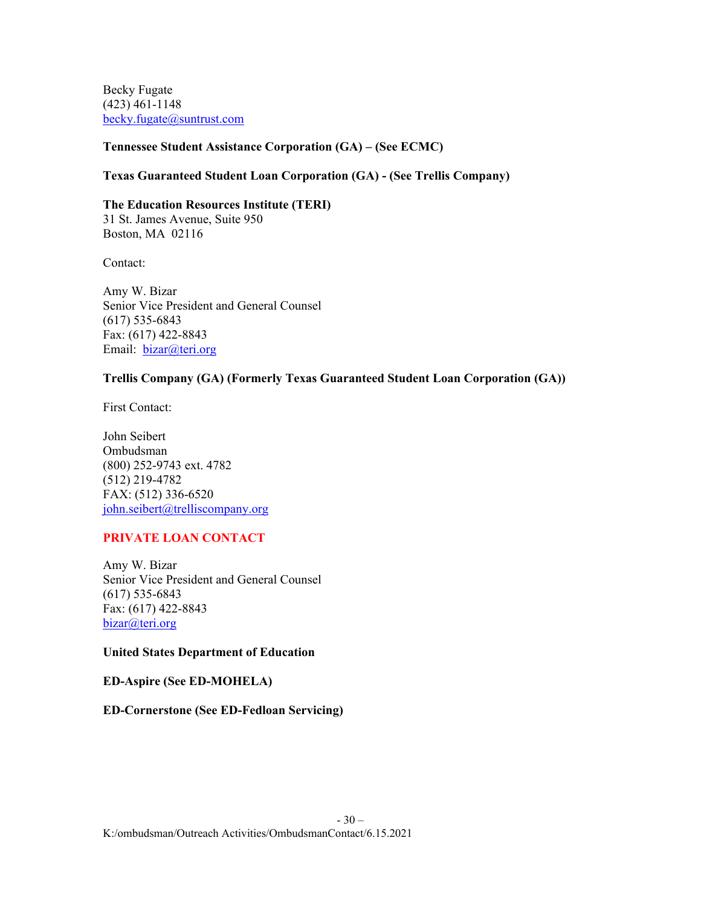Becky Fugate
(423) 461-1148
becky.fugate@suntrust.com

**Tennessee Student Assistance Corporation (GA) – (See ECMC)**

**Texas Guaranteed Student Loan Corporation (GA) - (See Trellis Company)**

**The Education Resources Institute (TERI)**
31 St. James Avenue, Suite 950
Boston, MA 02116

Contact:

Amy W. Bizar
Senior Vice President and General Counsel
(617) 535-6843
Fax: (617) 422-8843
Email: bizar@teri.org

**Trellis Company (GA) (Formerly Texas Guaranteed Student Loan Corporation (GA))**

First Contact:

John Seibert
Ombudsman
(800) 252-9743 ext. 4782
(512) 219-4782
FAX: (512) 336-6520
john.seibert@trelliscompany.org

**PRIVATE LOAN CONTACT**

Amy W. Bizar
Senior Vice President and General Counsel
(617) 535-6843
Fax: (617) 422-8843
bizar@teri.org

**United States Department of Education**

**ED-Aspire (See ED-MOHELA)**

**ED-Cornerstone (See ED-Fedloan Servicing)**

K:/ombudsman/Outreach Activities/OmbudsmanContact/6.15.2021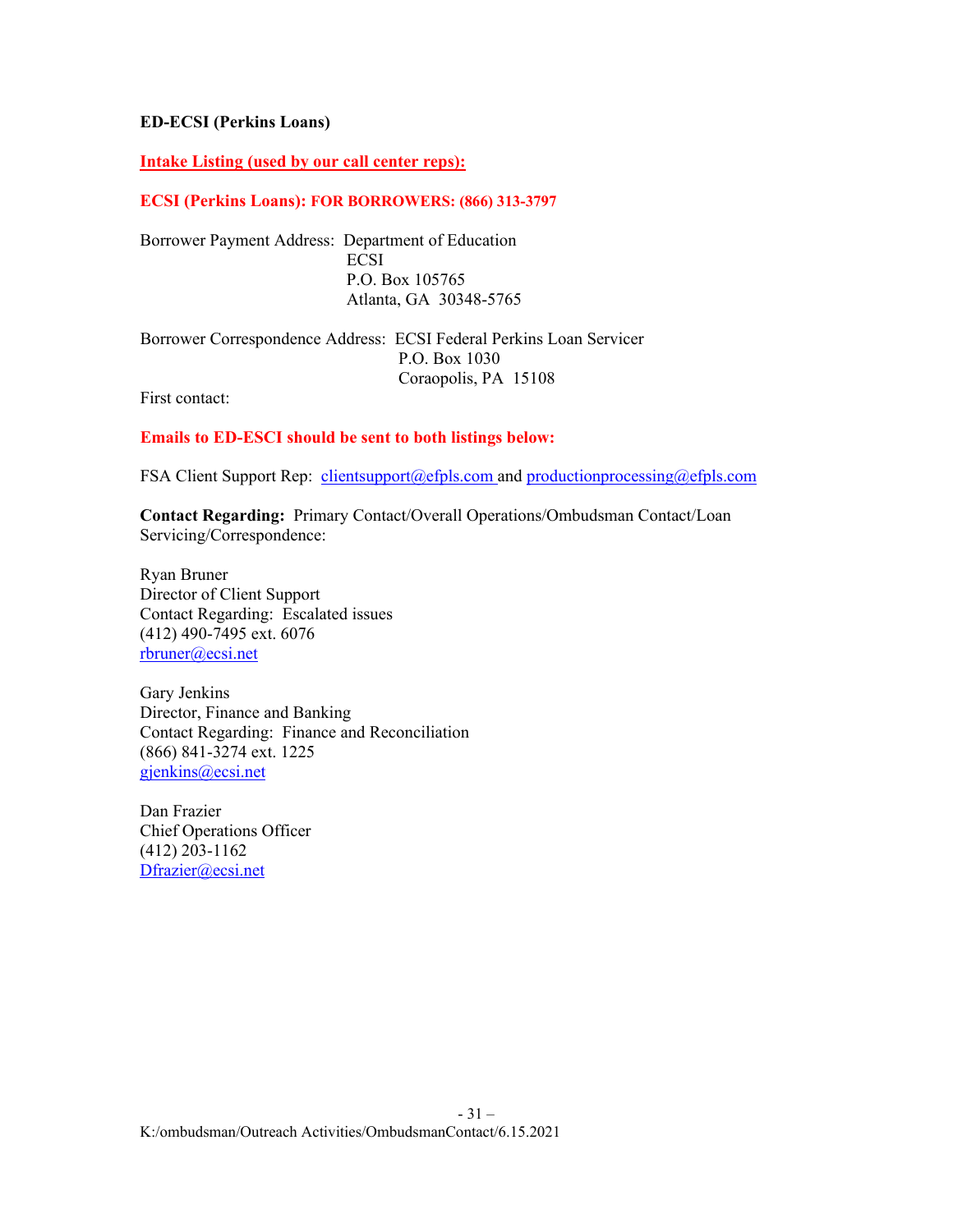**ED-ECSI (Perkins Loans)**

**Intake Listing (used by our call center reps):**

**ECSI (Perkins Loans): FOR BORROWERS: (866) 313-3797**

Borrower Payment Address: Department of Education
ECSI
P.O. Box 105765
Atlanta, GA 30348-5765

Borrower Correspondence Address: ECSI Federal Perkins Loan Servicer
P.O. Box 1030
Coraopolis, PA 15108

First contact:

**Emails to ED-ESCI should be sent to both listings below:**

FSA Client Support Rep: clientsupport@efpls.com and productionprocessing@efpls.com

**Contact Regarding:** Primary Contact/Overall Operations/Ombudsman Contact/Loan Servicing/Correspondence:

Ryan Bruner
Director of Client Support
Contact Regarding: Escalated issues
(412) 490-7495 ext. 6076
rbruner@ecsi.net

Gary Jenkins
Director, Finance and Banking
Contact Regarding: Finance and Reconciliation
(866) 841-3274 ext. 1225
gjenkins@ecsi.net

Dan Frazier
Chief Operations Officer
(412) 203-1162
Dfrazier@ecsi.net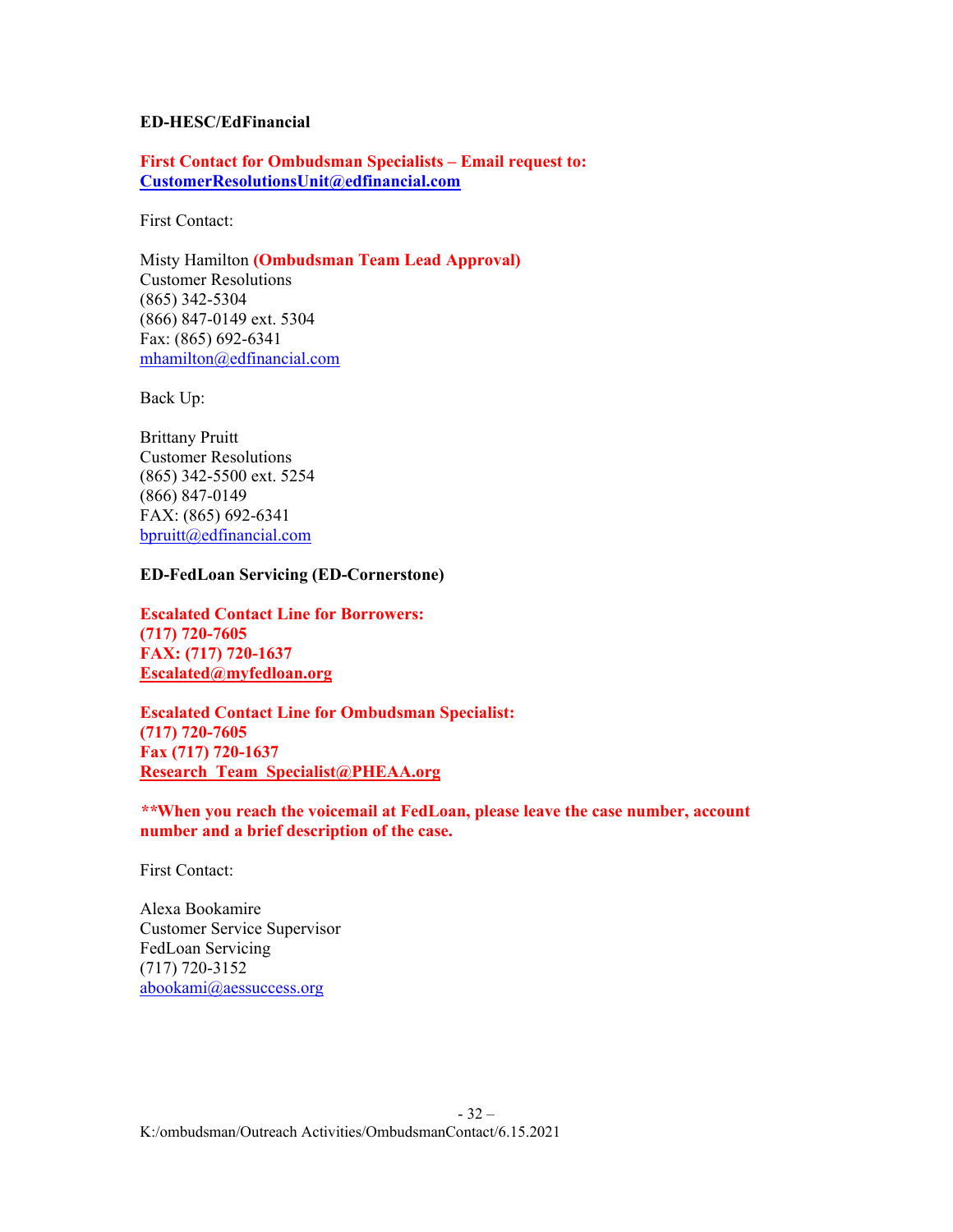**ED-HESC/EdFinancial**

**First Contact for Ombudsman Specialists – Email request to: CustomerResolutionsUnit@edfinancial.com**

First Contact:

Misty Hamilton **(Ombudsman Team Lead Approval)**
Customer Resolutions
(865) 342-5304
(866) 847-0149 ext. 5304
Fax: (865) 692-6341
mhamilton@edfinancial.com

Back Up:

Brittany Pruitt
Customer Resolutions
(865) 342-5500 ext. 5254
(866) 847-0149
FAX: (865) 692-6341
bpruitt@edfinancial.com

**ED-FedLoan Servicing (ED-Cornerstone)**

**Escalated Contact Line for Borrowers:**
**(717) 720-7605**
**FAX: (717) 720-1637**
**Escalated@myfedloan.org**

**Escalated Contact Line for Ombudsman Specialist:**
**(717) 720-7605**
**Fax (717) 720-1637**
**Research_Team_Specialist@PHEAA.org**

****When you reach the voicemail at FedLoan, please leave the case number, account number and a brief description of the case.**

First Contact:

Alexa Bookamire
Customer Service Supervisor
FedLoan Servicing
(717) 720-3152
abookami@aessuccess.org

K:/ombudsman/Outreach Activities/OmbudsmanContact/6.15.2021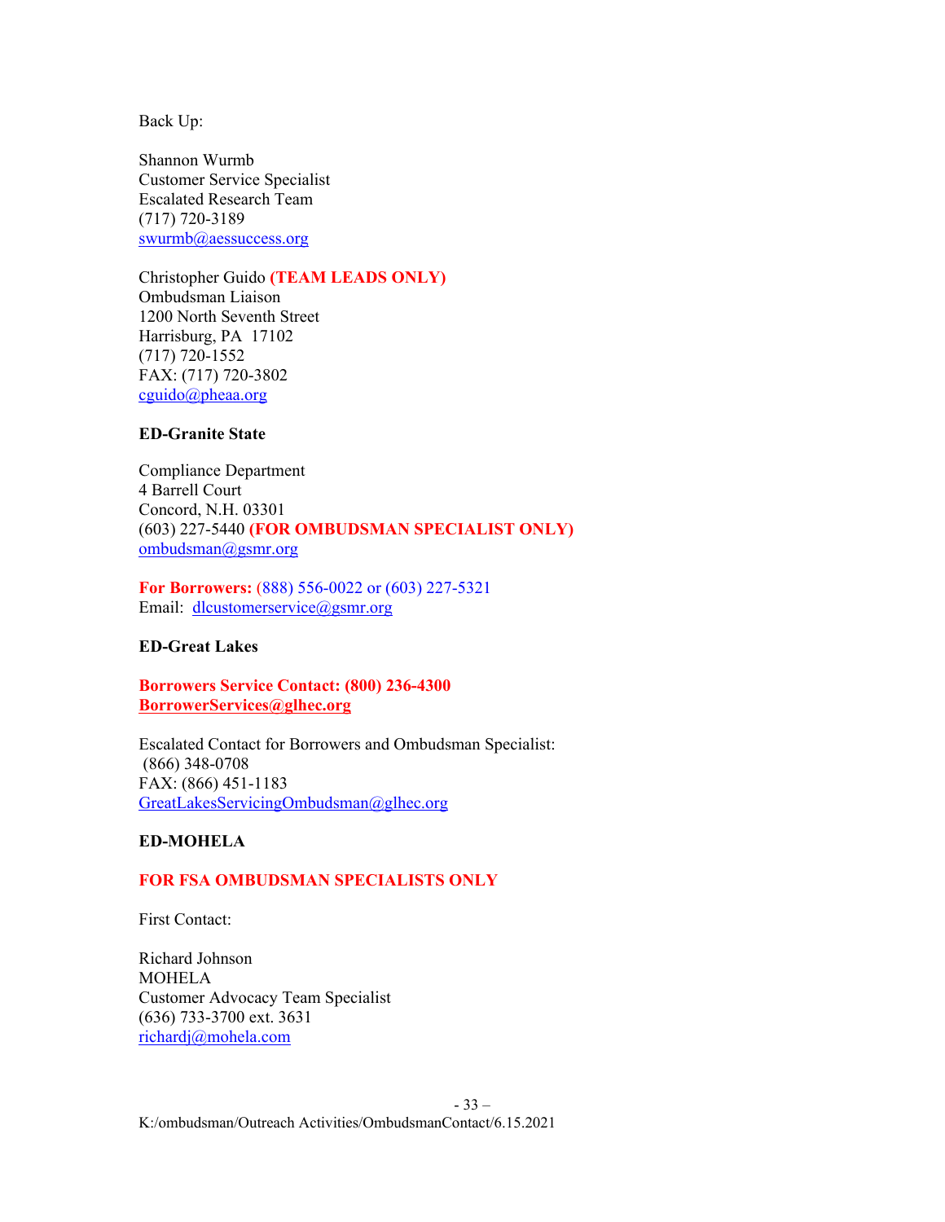Back Up:

Shannon Wurmb
Customer Service Specialist
Escalated Research Team
(717) 720-3189
swurmb@aessuccess.org

Christopher Guido **(TEAM LEADS ONLY)**
Ombudsman Liaison
1200 North Seventh Street
Harrisburg, PA 17102
(717) 720-1552
FAX: (717) 720-3802
cguido@pheaa.org

**ED-Granite State**

Compliance Department
4 Barrell Court
Concord, N.H. 03301
(603) 227-5440 **(FOR OMBUDSMAN SPECIALIST ONLY)**
ombudsman@gsmr.org

**For Borrowers:** (888) 556-0022 or (603) 227-5321
Email: dlcustomerservice@gsmr.org

**ED-Great Lakes**

**Borrowers Service Contact: (800) 236-4300**
**BorrowerServices@glhec.org**

Escalated Contact for Borrowers and Ombudsman Specialist:
(866) 348-0708
FAX: (866) 451-1183
GreatLakesServicingOmbudsman@glhec.org

**ED-MOHELA**

**FOR FSA OMBUDSMAN SPECIALISTS ONLY**

First Contact:

Richard Johnson
MOHELA
Customer Advocacy Team Specialist
(636) 733-3700 ext. 3631
richardj@mohela.com

K:/ombudsman/Outreach Activities/OmbudsmanContact/6.15.2021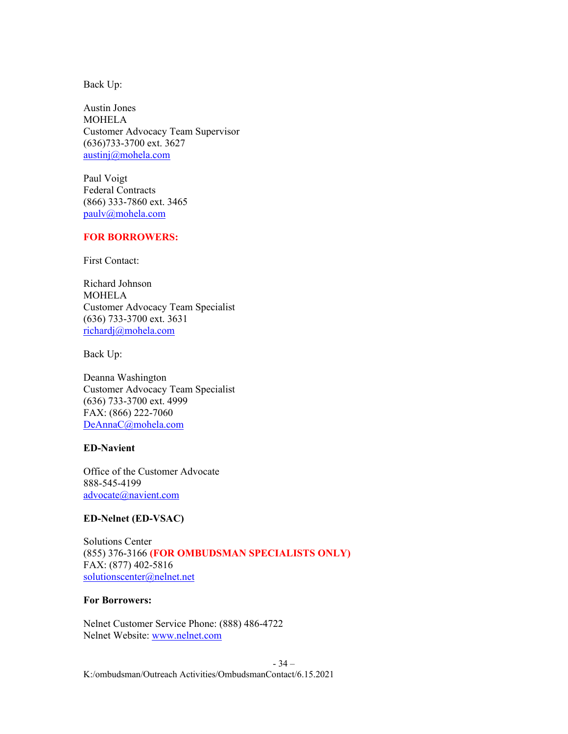Back Up:

Austin Jones
MOHELA
Customer Advocacy Team Supervisor
(636)733-3700 ext. 3627
austinj@mohela.com

Paul Voigt
Federal Contracts
(866) 333-7860 ext. 3465
paulv@mohela.com

**FOR BORROWERS:**

First Contact:

Richard Johnson
MOHELA
Customer Advocacy Team Specialist
(636) 733-3700 ext. 3631
richardj@mohela.com

Back Up:

Deanna Washington
Customer Advocacy Team Specialist
(636) 733-3700 ext. 4999
FAX: (866) 222-7060
DeAnnaC@mohela.com

**ED-Navient**

Office of the Customer Advocate
888-545-4199
advocate@navient.com

**ED-Nelnet (ED-VSAC)**

Solutions Center
(855) 376-3166 **(FOR OMBUDSMAN SPECIALISTS ONLY)**
FAX: (877) 402-5816
solutionscenter@nelnet.net

**For Borrowers:**

Nelnet Customer Service Phone: (888) 486-4722
Nelnet Website: www.nelnet.com

K:/ombudsman/Outreach Activities/OmbudsmanContact/6.15.2021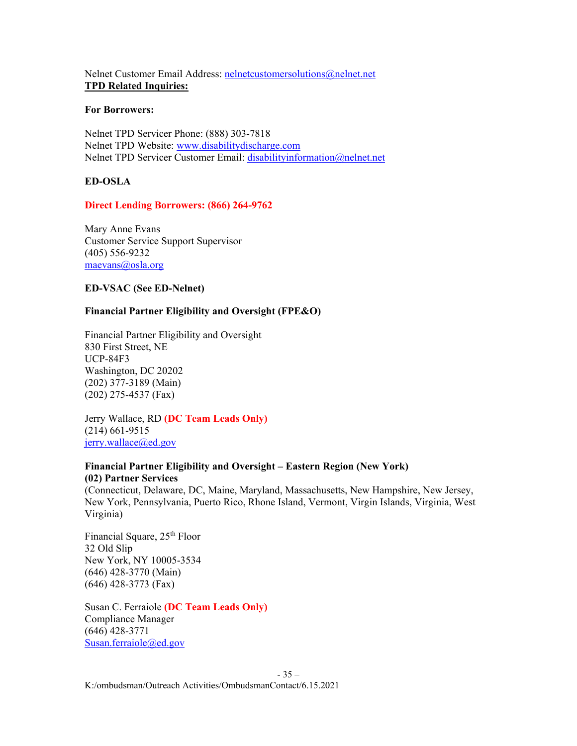Nelnet Customer Email Address: nelnetcustomersolutions@nelnet.net

**TPD Related Inquiries:**

**For Borrowers:**

Nelnet TPD Servicer Phone: (888) 303-7818
Nelnet TPD Website: www.disabilitydischarge.com
Nelnet TPD Servicer Customer Email: disabilityinformation@nelnet.net

**ED-OSLA**

**Direct Lending Borrowers: (866) 264-9762**

Mary Anne Evans
Customer Service Support Supervisor
(405) 556-9232
maevans@osla.org

**ED-VSAC (See ED-Nelnet)**

**Financial Partner Eligibility and Oversight (FPE&O)**

Financial Partner Eligibility and Oversight
830 First Street, NE
UCP-84F3
Washington, DC 20202
(202) 377-3189 (Main)
(202) 275-4537 (Fax)

Jerry Wallace, RD **(DC Team Leads Only)**
(214) 661-9515
jerry.wallace@ed.gov

**Financial Partner Eligibility and Oversight – Eastern Region (New York)**
**(02) Partner Services**
(Connecticut, Delaware, DC, Maine, Maryland, Massachusetts, New Hampshire, New Jersey, New York, Pennsylvania, Puerto Rico, Rhone Island, Vermont, Virgin Islands, Virginia, West Virginia)

Financial Square, 25th Floor
32 Old Slip
New York, NY 10005-3534
(646) 428-3770 (Main)
(646) 428-3773 (Fax)

Susan C. Ferraiole **(DC Team Leads Only)**
Compliance Manager
(646) 428-3771
Susan.ferraiole@ed.gov

K:/ombudsman/Outreach Activities/OmbudsmanContact/6.15.2021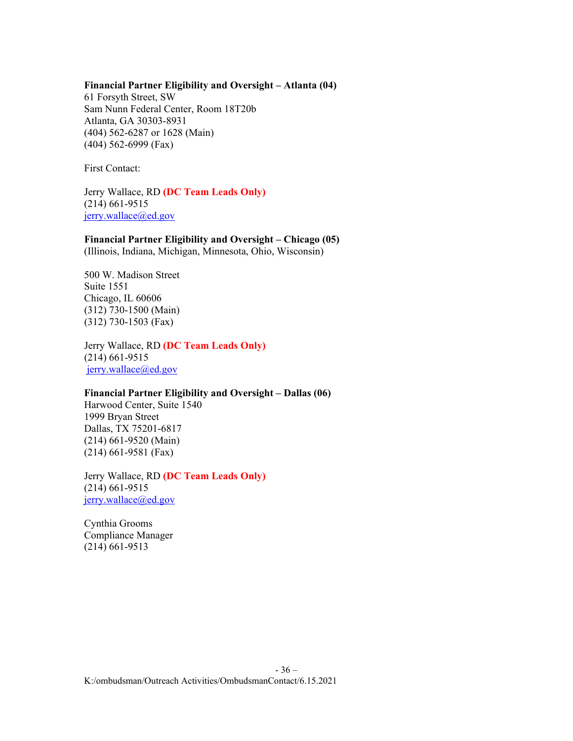**Financial Partner Eligibility and Oversight – Atlanta (04)**
61 Forsyth Street, SW
Sam Nunn Federal Center, Room 18T20b
Atlanta, GA 30303-8931
(404) 562-6287 or 1628 (Main)
(404) 562-6999 (Fax)

First Contact:

Jerry Wallace, RD **(DC Team Leads Only)**
(214) 661-9515
jerry.wallace@ed.gov

**Financial Partner Eligibility and Oversight – Chicago (05)**
(Illinois, Indiana, Michigan, Minnesota, Ohio, Wisconsin)

500 W. Madison Street
Suite 1551
Chicago, IL 60606
(312) 730-1500 (Main)
(312) 730-1503 (Fax)

Jerry Wallace, RD **(DC Team Leads Only)**
(214) 661-9515
jerry.wallace@ed.gov

**Financial Partner Eligibility and Oversight – Dallas (06)**
Harwood Center, Suite 1540
1999 Bryan Street
Dallas, TX 75201-6817
(214) 661-9520 (Main)
(214) 661-9581 (Fax)

Jerry Wallace, RD **(DC Team Leads Only)**
(214) 661-9515
jerry.wallace@ed.gov

Cynthia Grooms
Compliance Manager
(214) 661-9513

K:/ombudsman/Outreach Activities/OmbudsmanContact/6.15.2021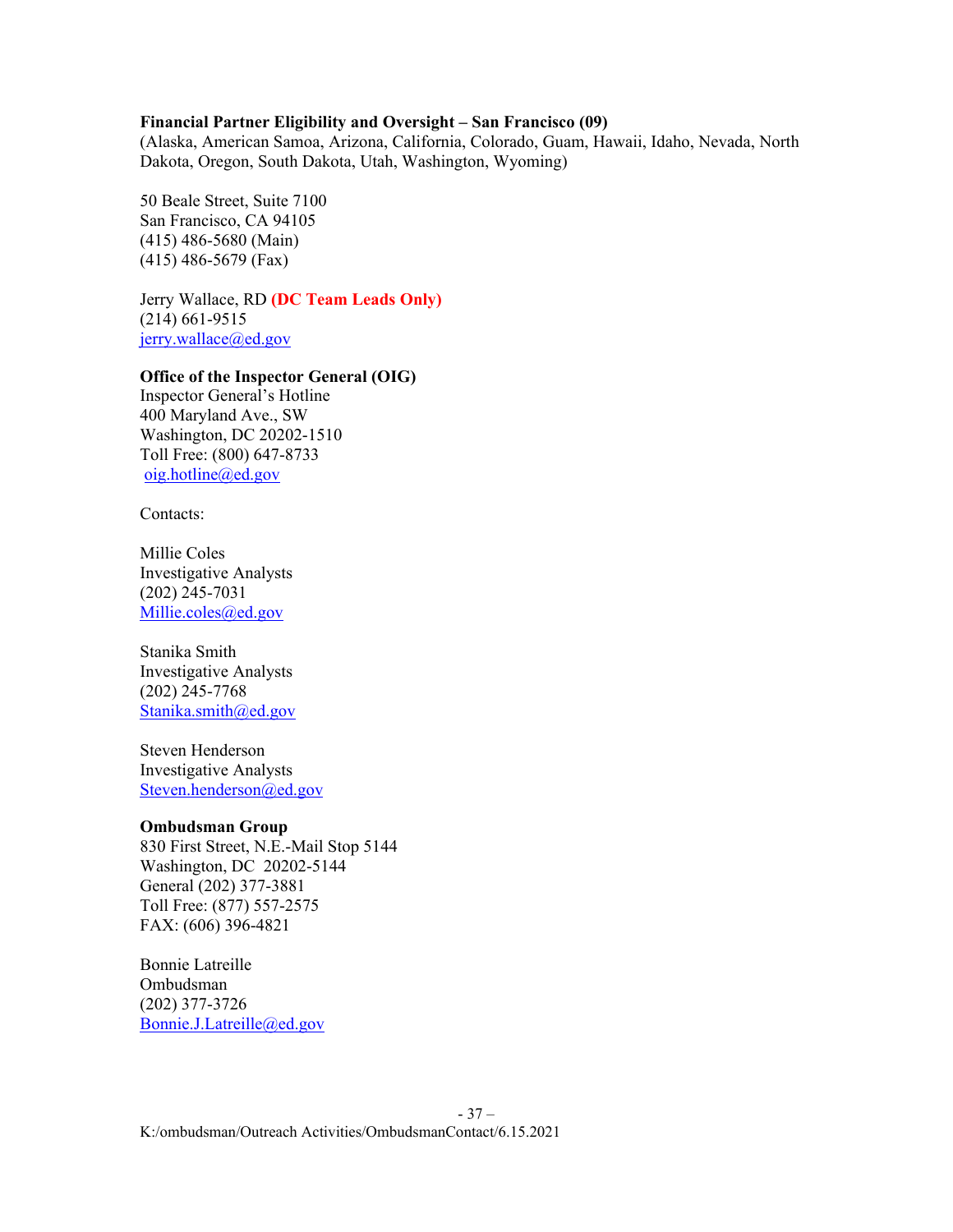**Financial Partner Eligibility and Oversight – San Francisco (09)**
(Alaska, American Samoa, Arizona, California, Colorado, Guam, Hawaii, Idaho, Nevada, North Dakota, Oregon, South Dakota, Utah, Washington, Wyoming)

50 Beale Street, Suite 7100
San Francisco, CA 94105
(415) 486-5680 (Main)
(415) 486-5679 (Fax)

Jerry Wallace, RD **(DC Team Leads Only)**
(214) 661-9515
jerry.wallace@ed.gov

**Office of the Inspector General (OIG)**
Inspector General's Hotline
400 Maryland Ave., SW
Washington, DC 20202-1510
Toll Free: (800) 647-8733
oig.hotline@ed.gov

Contacts:

Millie Coles
Investigative Analysts
(202) 245-7031
Millie.coles@ed.gov

Stanika Smith
Investigative Analysts
(202) 245-7768
Stanika.smith@ed.gov

Steven Henderson
Investigative Analysts
Steven.henderson@ed.gov

**Ombudsman Group**
830 First Street, N.E.-Mail Stop 5144
Washington, DC 20202-5144
General (202) 377-3881
Toll Free: (877) 557-2575
FAX: (606) 396-4821

Bonnie Latreille
Ombudsman
(202) 377-3726
Bonnie.J.Latreille@ed.gov

K:/ombudsman/Outreach Activities/OmbudsmanContact/6.15.2021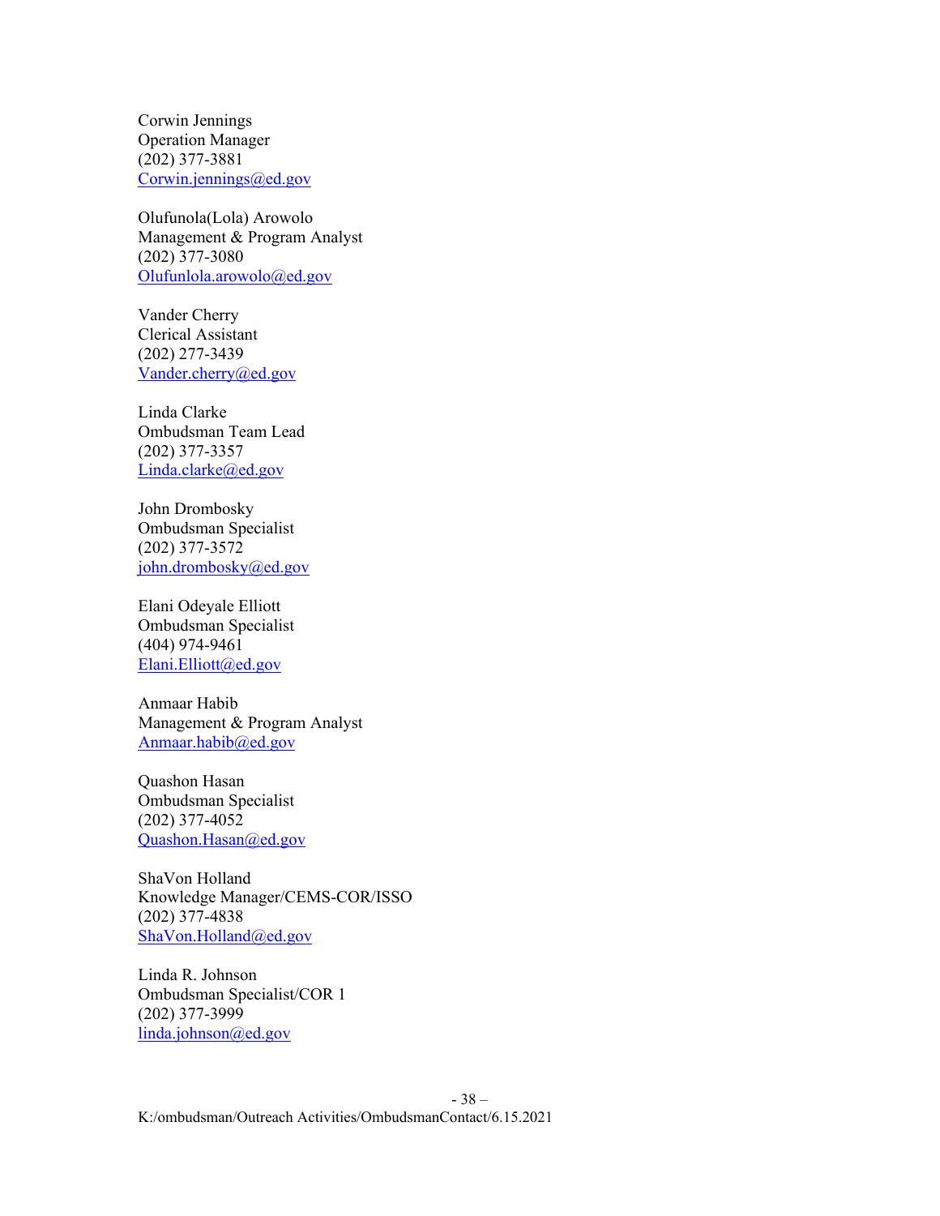Corwin Jennings
Operation Manager
(202) 377-3881
Corwin.jennings@ed.gov

Olufunola(Lola) Arowolo
Management & Program Analyst
(202) 377-3080
Olufunlola.arowolo@ed.gov

Vander Cherry
Clerical Assistant
(202) 277-3439
Vander.cherry@ed.gov

Linda Clarke
Ombudsman Team Lead
(202) 377-3357
Linda.clarke@ed.gov

John Drombosky
Ombudsman Specialist
(202) 377-3572
john.drombosky@ed.gov

Elani Odeyale Elliott
Ombudsman Specialist
(404) 974-9461
Elani.Elliott@ed.gov

Anmaar Habib
Management & Program Analyst
Anmaar.habib@ed.gov

Quashon Hasan
Ombudsman Specialist
(202) 377-4052
Quashon.Hasan@ed.gov

ShaVon Holland
Knowledge Manager/CEMS-COR/ISSO
(202) 377-4838
ShaVon.Holland@ed.gov

Linda R. Johnson
Ombudsman Specialist/COR 1
(202) 377-3999
linda.johnson@ed.gov

K:/ombudsman/Outreach Activities/OmbudsmanContact/6.15.2021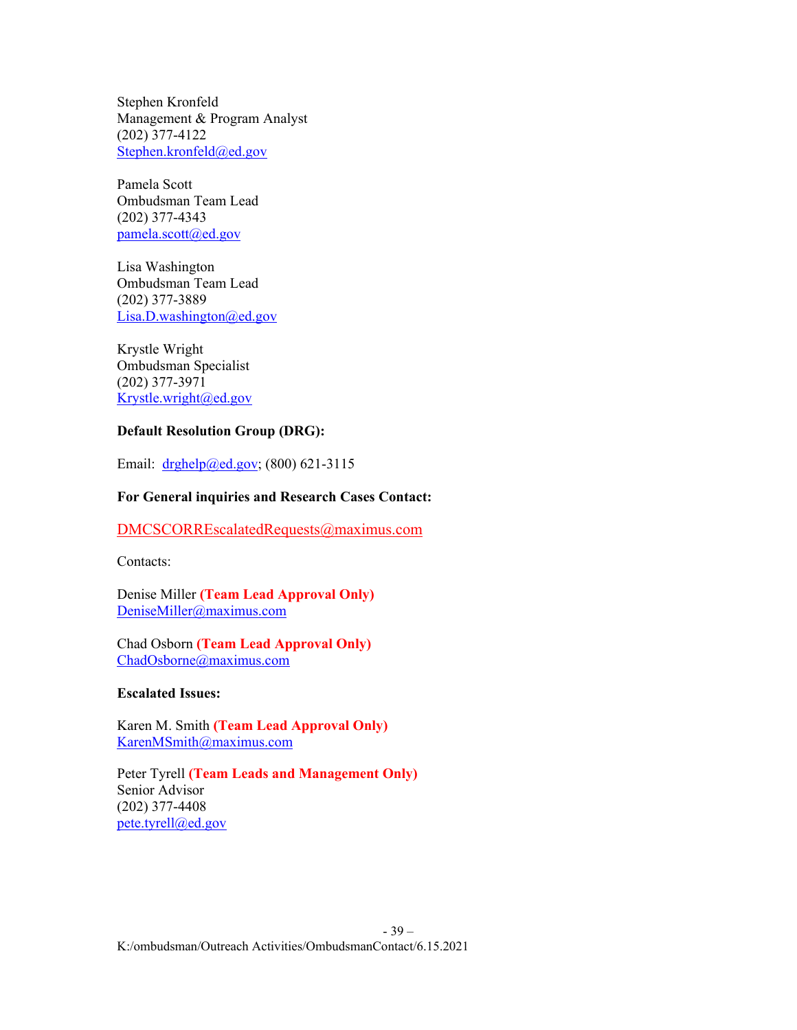Stephen Kronfeld
Management & Program Analyst
(202) 377-4122
Stephen.kronfeld@ed.gov

Pamela Scott
Ombudsman Team Lead
(202) 377-4343
pamela.scott@ed.gov

Lisa Washington
Ombudsman Team Lead
(202) 377-3889
Lisa.D.washington@ed.gov

Krystle Wright
Ombudsman Specialist
(202) 377-3971
Krystle.wright@ed.gov

**Default Resolution Group (DRG):**

Email: drghelp@ed.gov; (800) 621-3115

**For General inquiries and Research Cases Contact:**

DMCSCORREscalatedRequests@maximus.com

Contacts:

Denise Miller **(Team Lead Approval Only)**
DeniseMiller@maximus.com

Chad Osborn **(Team Lead Approval Only)**
ChadOsborne@maximus.com

**Escalated Issues:**

Karen M. Smith **(Team Lead Approval Only)**
KarenMSmith@maximus.com

Peter Tyrell **(Team Leads and Management Only)**
Senior Advisor
(202) 377-4408
pete.tyrell@ed.gov

K:/ombudsman/Outreach Activities/OmbudsmanContact/6.15.2021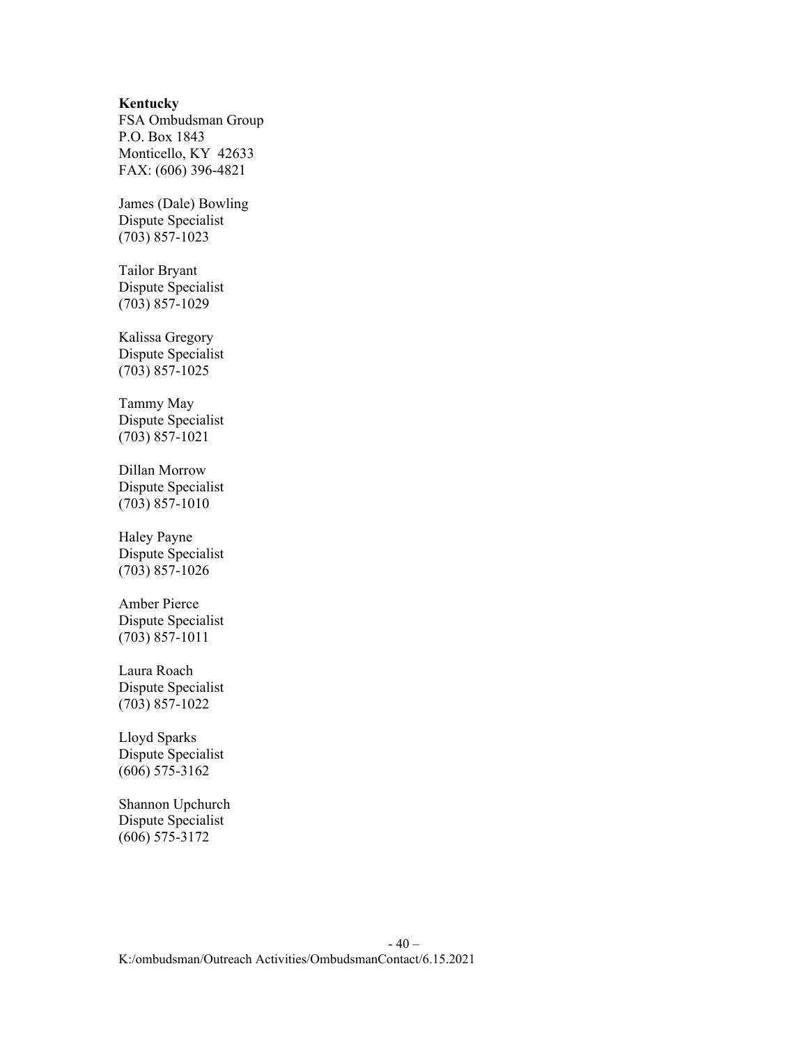**Kentucky**
FSA Ombudsman Group
P.O. Box 1843
Monticello, KY 42633
FAX: (606) 396-4821

James (Dale) Bowling
Dispute Specialist
(703) 857-1023

Tailor Bryant
Dispute Specialist
(703) 857-1029

Kalissa Gregory
Dispute Specialist
(703) 857-1025

Tammy May
Dispute Specialist
(703) 857-1021

Dillan Morrow
Dispute Specialist
(703) 857-1010

Haley Payne
Dispute Specialist
(703) 857-1026

Amber Pierce
Dispute Specialist
(703) 857-1011

Laura Roach
Dispute Specialist
(703) 857-1022

Lloyd Sparks
Dispute Specialist
(606) 575-3162

Shannon Upchurch
Dispute Specialist
(606) 575-3172

K:/ombudsman/Outreach Activities/OmbudsmanContact/6.15.2021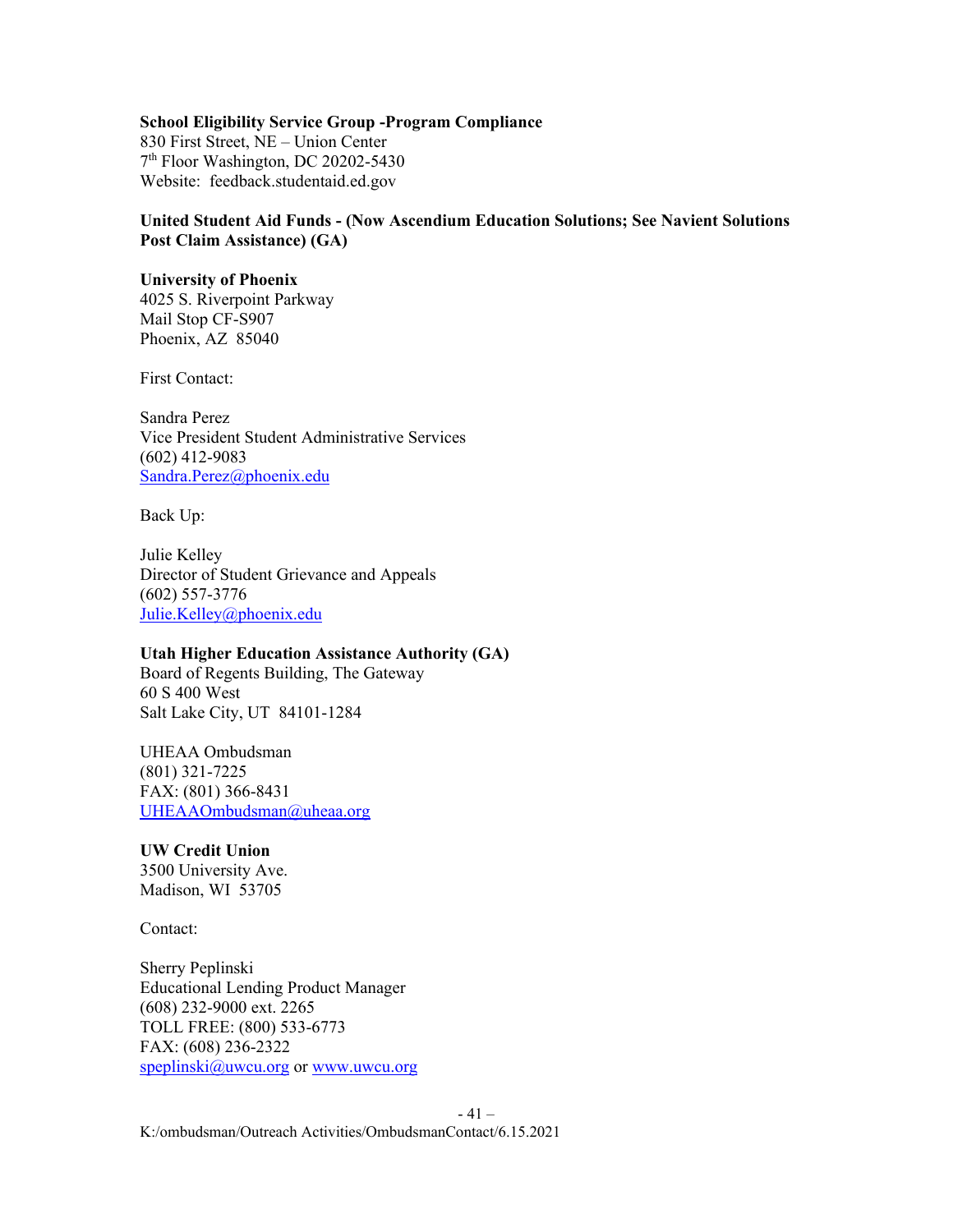**School Eligibility Service Group -Program Compliance**
830 First Street, NE – Union Center
7th Floor Washington, DC 20202-5430
Website: feedback.studentaid.ed.gov

**United Student Aid Funds - (Now Ascendium Education Solutions; See Navient Solutions Post Claim Assistance) (GA)**

**University of Phoenix**
4025 S. Riverpoint Parkway
Mail Stop CF-S907
Phoenix, AZ 85040

First Contact:

Sandra Perez
Vice President Student Administrative Services
(602) 412-9083
Sandra.Perez@phoenix.edu

Back Up:

Julie Kelley
Director of Student Grievance and Appeals
(602) 557-3776
Julie.Kelley@phoenix.edu

**Utah Higher Education Assistance Authority (GA)**
Board of Regents Building, The Gateway
60 S 400 West
Salt Lake City, UT 84101-1284

UHEAA Ombudsman
(801) 321-7225
FAX: (801) 366-8431
UHEAAOmbudsman@uheaa.org

**UW Credit Union**
3500 University Ave.
Madison, WI 53705

Contact:

Sherry Peplinski
Educational Lending Product Manager
(608) 232-9000 ext. 2265
TOLL FREE: (800) 533-6773
FAX: (608) 236-2322
speplinski@uwcu.org or www.uwcu.org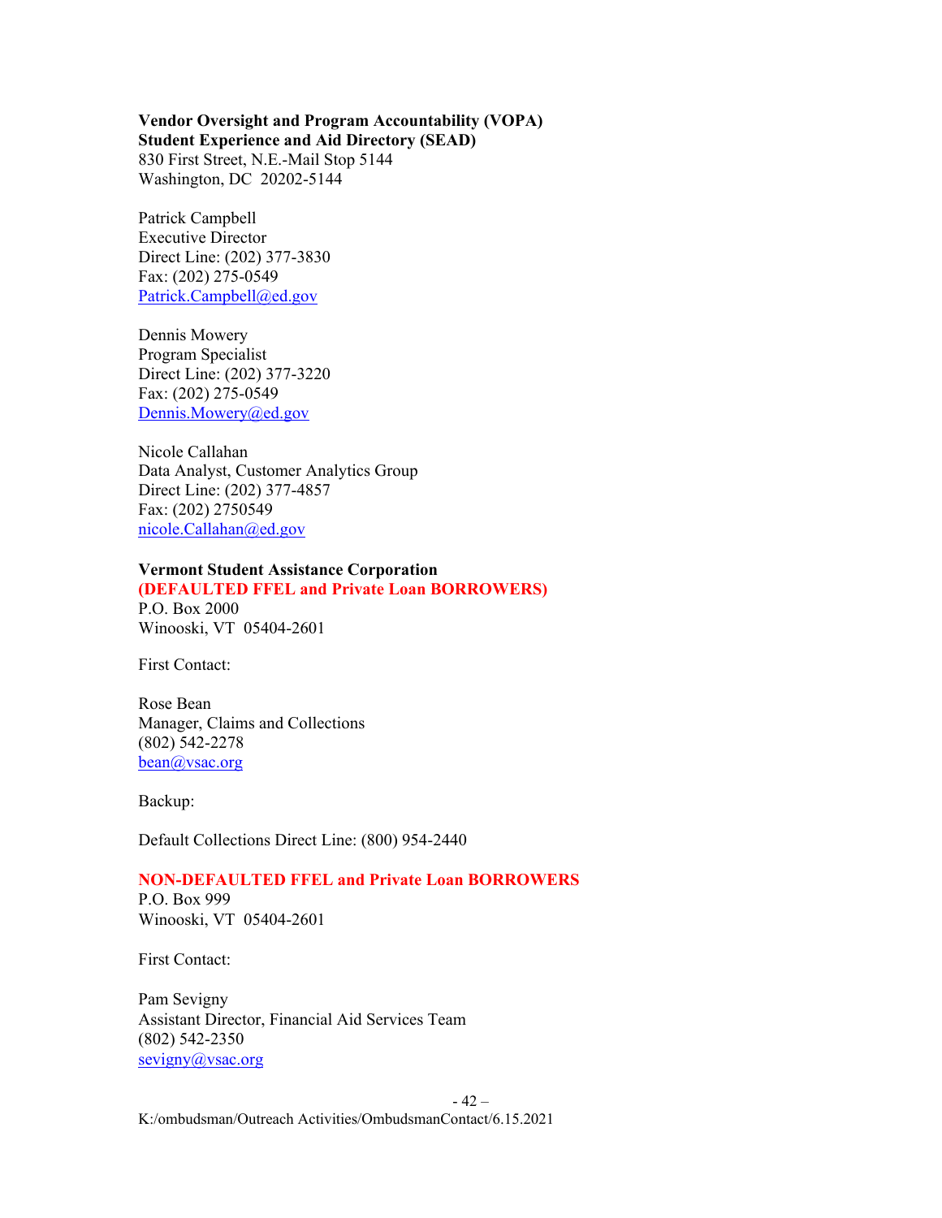**Vendor Oversight and Program Accountability (VOPA)**
**Student Experience and Aid Directory (SEAD)**
830 First Street, N.E.-Mail Stop 5144
Washington, DC 20202-5144

Patrick Campbell
Executive Director
Direct Line: (202) 377-3830
Fax: (202) 275-0549
Patrick.Campbell@ed.gov

Dennis Mowery
Program Specialist
Direct Line: (202) 377-3220
Fax: (202) 275-0549
Dennis.Mowery@ed.gov

Nicole Callahan
Data Analyst, Customer Analytics Group
Direct Line: (202) 377-4857
Fax: (202) 2750549
nicole.Callahan@ed.gov

**Vermont Student Assistance Corporation**
**(DEFAULTED FFEL and Private Loan BORROWERS)**
P.O. Box 2000
Winooski, VT 05404-2601

First Contact:

Rose Bean
Manager, Claims and Collections
(802) 542-2278
bean@vsac.org

Backup:

Default Collections Direct Line: (800) 954-2440

**NON-DEFAULTED FFEL and Private Loan BORROWERS**
P.O. Box 999
Winooski, VT 05404-2601

First Contact:

Pam Sevigny
Assistant Director, Financial Aid Services Team
(802) 542-2350
sevigny@vsac.org

K:/ombudsman/Outreach Activities/OmbudsmanContact/6.15.2021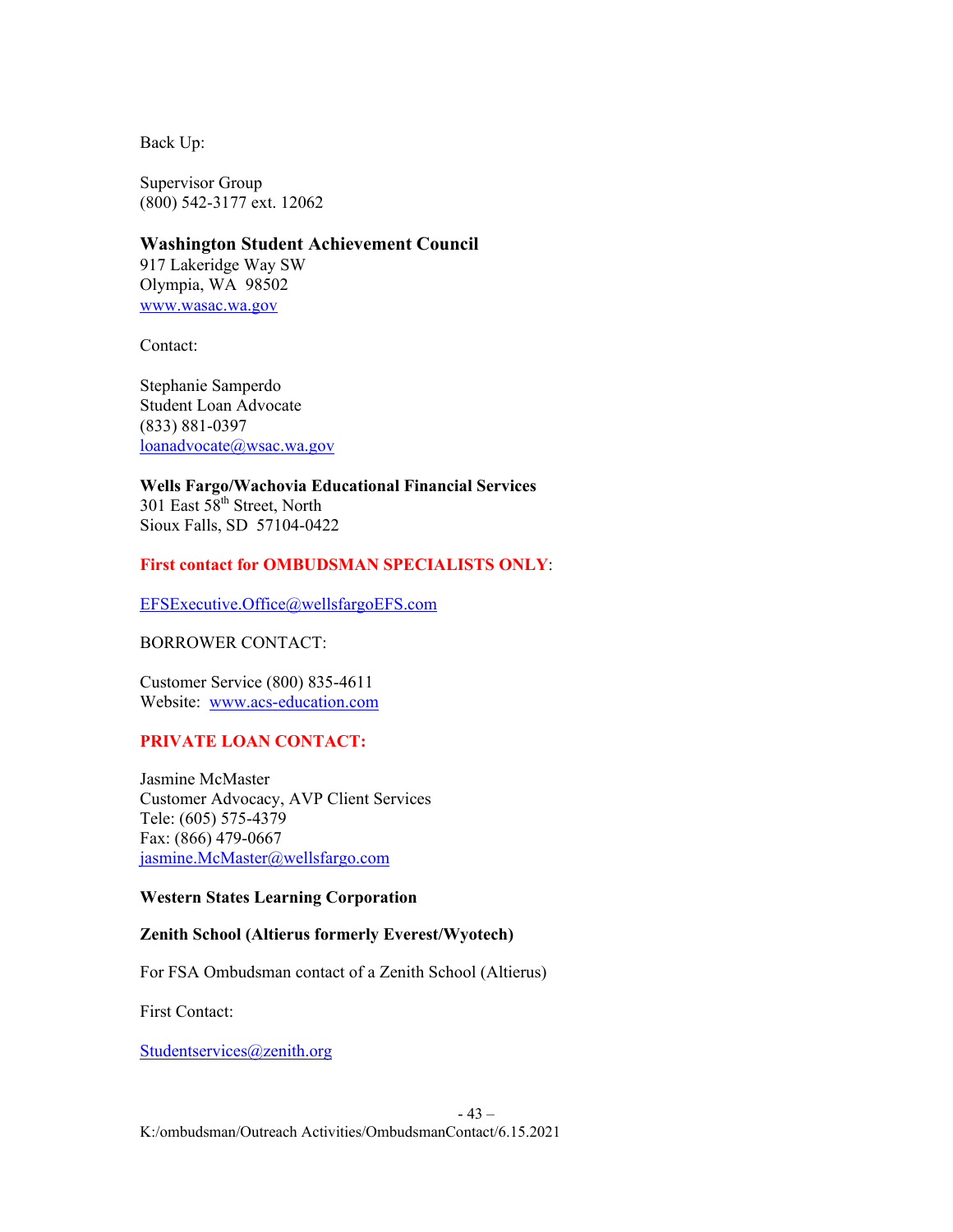Back Up:

Supervisor Group
(800) 542-3177 ext. 12062

**Washington Student Achievement Council**
917 Lakeridge Way SW
Olympia, WA 98502
www.wasac.wa.gov

Contact:

Stephanie Samperdo
Student Loan Advocate
(833) 881-0397
loanadvocate@wsac.wa.gov

**Wells Fargo/Wachovia Educational Financial Services**
301 East 58th Street, North
Sioux Falls, SD 57104-0422

**First contact for OMBUDSMAN SPECIALISTS ONLY**:

EFSExecutive.Office@wellsfargoEFS.com

BORROWER CONTACT:

Customer Service (800) 835-4611
Website: www.acs-education.com

**PRIVATE LOAN CONTACT:**

Jasmine McMaster
Customer Advocacy, AVP Client Services
Tele: (605) 575-4379
Fax: (866) 479-0667
jasmine.McMaster@wellsfargo.com

**Western States Learning Corporation**

**Zenith School (Altierus formerly Everest/Wyotech)**

For FSA Ombudsman contact of a Zenith School (Altierus)

First Contact:

Studentservices@zenith.org

K:/ombudsman/Outreach Activities/OmbudsmanContact/6.15.2021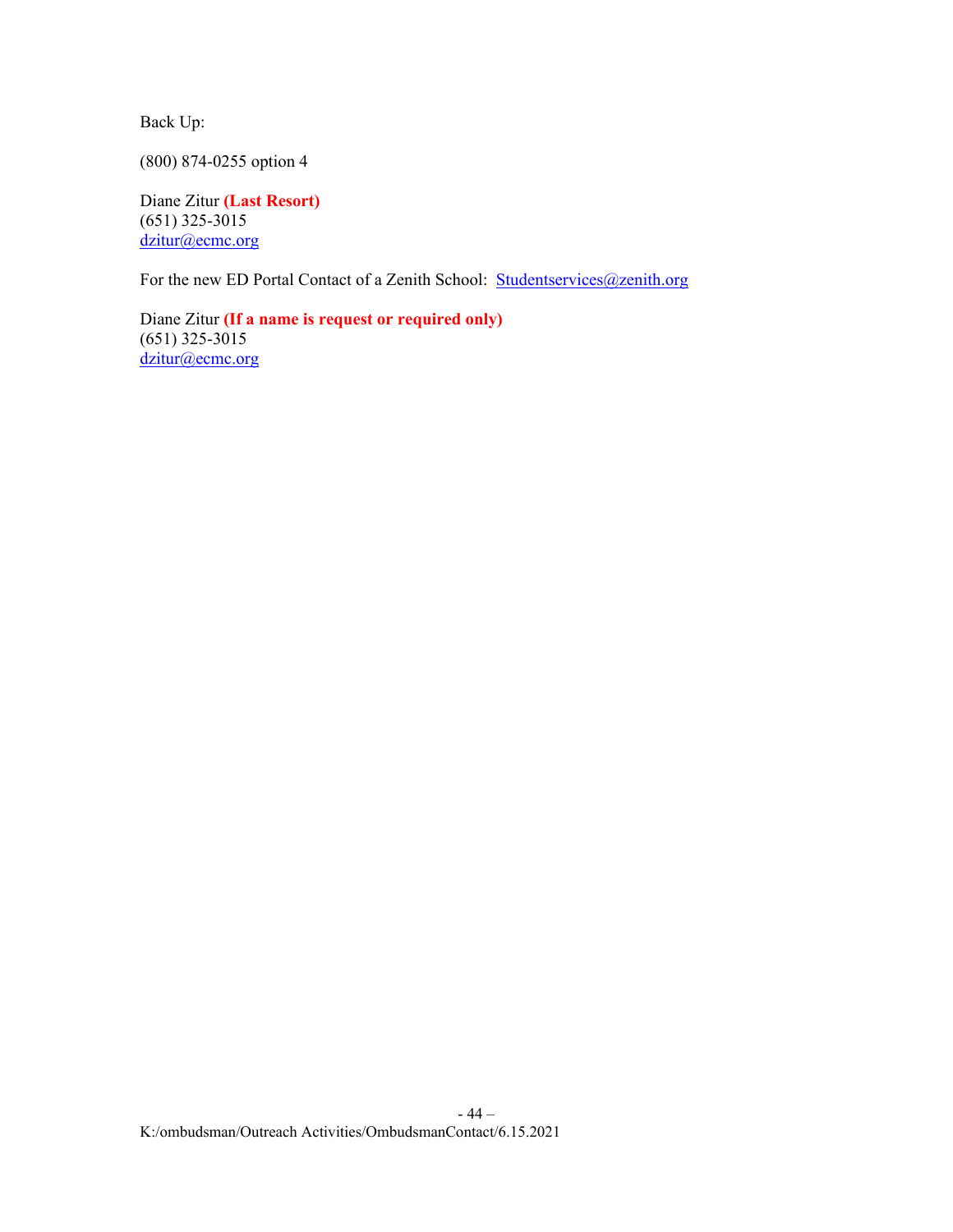Back Up:

(800) 874-0255 option 4

Diane Zitur **(Last Resort)**
(651) 325-3015
dzitur@ecmc.org

For the new ED Portal Contact of a Zenith School: Studentservices@zenith.org

Diane Zitur **(If a name is request or required only)**
(651) 325-3015
dzitur@ecmc.org

K:/ombudsman/Outreach Activities/OmbudsmanContact/6.15.2021